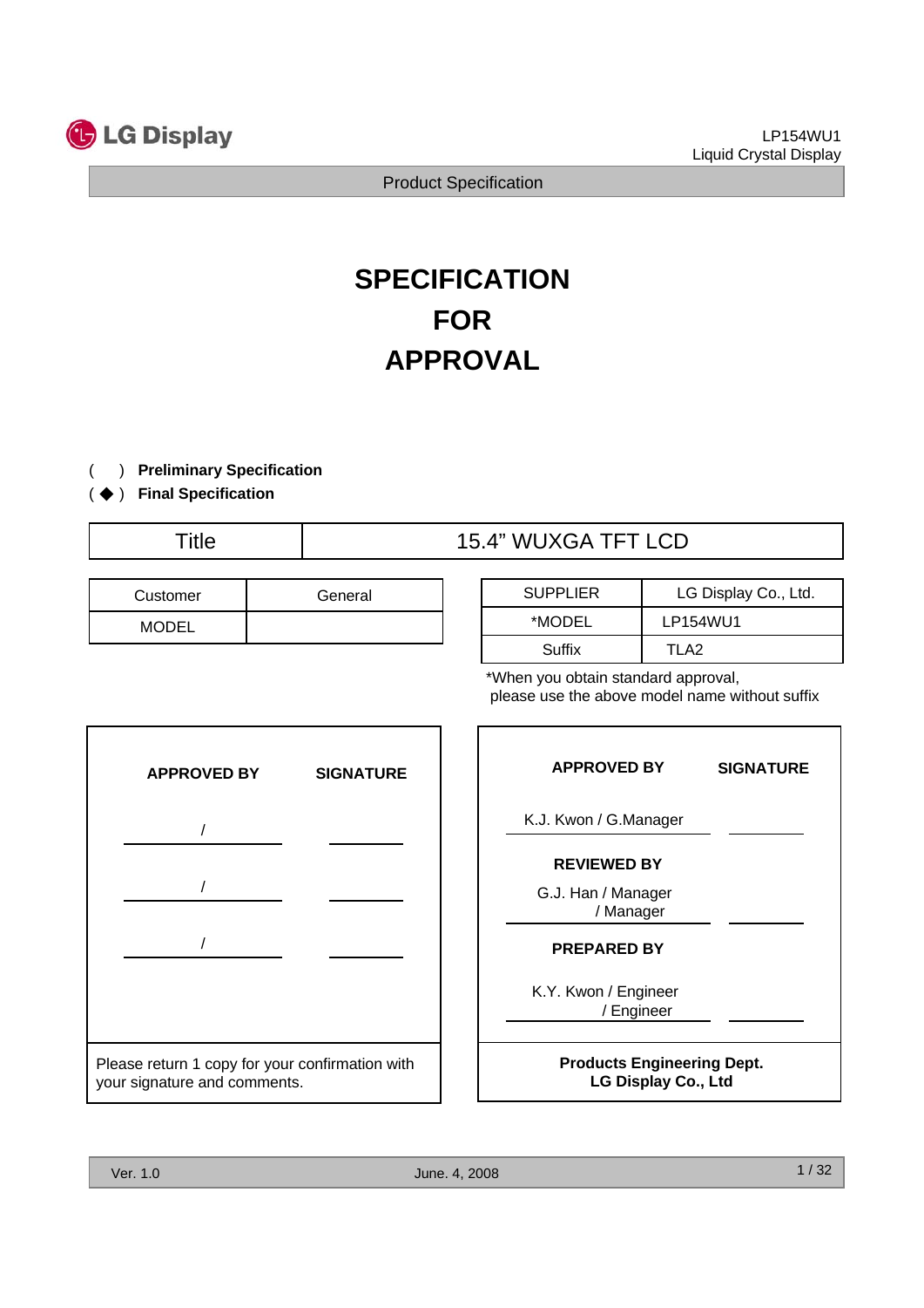LG Display

LP154WU1
Liquid Crystal Display

Product Specification

# SPECIFICATION
# FOR
# APPROVAL

( ) **Preliminary Specification**
( ◆ ) **Final Specification**

| Title | 15.4" WUXGA TFT LCD |
|---|---|

| Customer | General |
|---|---|
| MODEL | |

| SUPPLIER | LG Display Co., Ltd. |
|---|---|
| *MODEL | LP154WU1 |
| Suffix | TLA2 |

*When you obtain standard approval,
please use the above model name without suffix

| APPROVED BY | SIGNATURE |
|---|---|
| / | |
| / | |
| / | |

Please return 1 copy for your confirmation with your signature and comments.

| APPROVED BY | SIGNATURE |
|---|---|
| K.J. Kwon / G.Manager | |
| **REVIEWED BY** | |
| G.J. Han / Manager<br>/ Manager | |
| **PREPARED BY** | |
| K.Y. Kwon / Engineer<br>/ Engineer | |

**Products Engineering Dept.**
**LG Display Co., Ltd**

Ver. 1.0 June. 4, 2008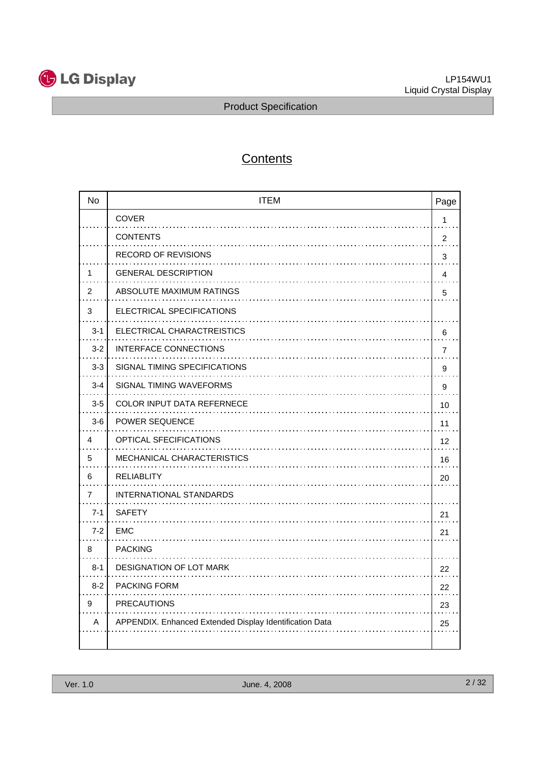# Contents

| No | ITEM | Page |
|---|---|---|
| | COVER | 1 |
| | CONTENTS | 2 |
| | RECORD OF REVISIONS | 3 |
| 1 | GENERAL DESCRIPTION | 4 |
| 2 | ABSOLUTE MAXIMUM RATINGS | 5 |
| 3 | ELECTRICAL SPECIFICATIONS | |
| 3-1 | ELECTRICAL CHARACTREISTICS | 6 |
| 3-2 | INTERFACE CONNECTIONS | 7 |
| 3-3 | SIGNAL TIMING SPECIFICATIONS | 9 |
| 3-4 | SIGNAL TIMING WAVEFORMS | 9 |
| 3-5 | COLOR INPUT DATA REFERNECE | 10 |
| 3-6 | POWER SEQUENCE | 11 |
| 4 | OPTICAL SFECIFICATIONS | 12 |
| 5 | MECHANICAL CHARACTERISTICS | 16 |
| 6 | RELIABLITY | 20 |
| 7 | INTERNATIONAL STANDARDS | |
| 7-1 | SAFETY | 21 |
| 7-2 | EMC | 21 |
| 8 | PACKING | |
| 8-1 | DESIGNATION OF LOT MARK | 22 |
| 8-2 | PACKING FORM | 22 |
| 9 | PRECAUTIONS | 23 |
| A | APPENDIX. Enhanced Extended Display Identification Data | 25 |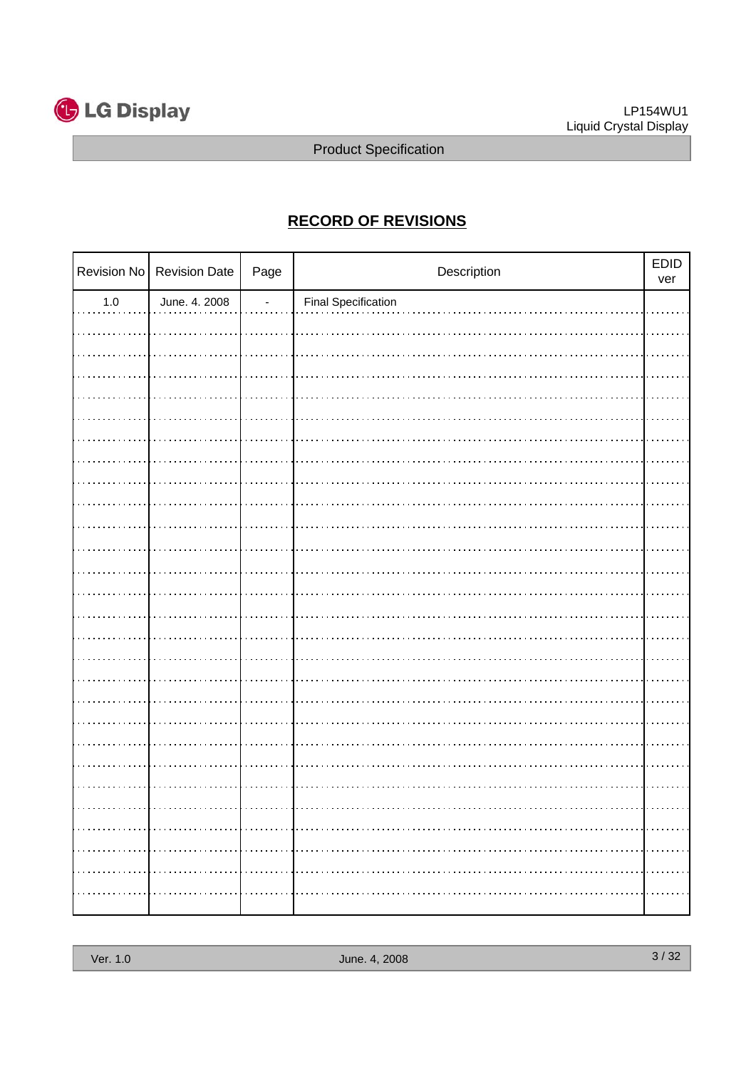## RECORD OF REVISIONS

| Revision No | Revision Date | Page | Description | EDID ver |
|---|---|---|---|---|
| 1.0 | June. 4. 2008 | - | Final Specification | |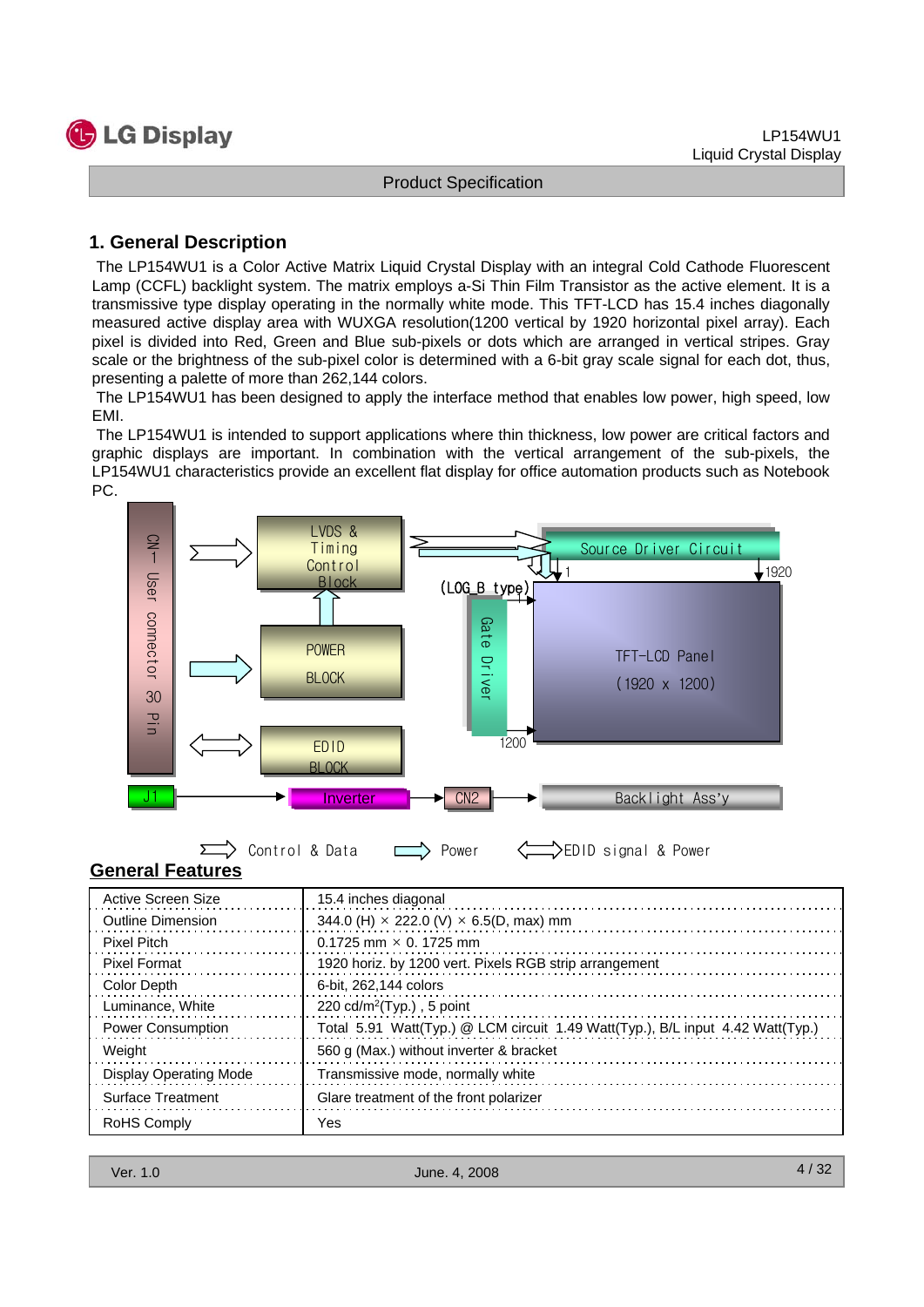## 1. General Description

The LP154WU1 is a Color Active Matrix Liquid Crystal Display with an integral Cold Cathode Fluorescent Lamp (CCFL) backlight system. The matrix employs a-Si Thin Film Transistor as the active element. It is a transmissive type display operating in the normally white mode. This TFT-LCD has 15.4 inches diagonally measured active display area with WUXGA resolution(1200 vertical by 1920 horizontal pixel array). Each pixel is divided into Red, Green and Blue sub-pixels or dots which are arranged in vertical stripes. Gray scale or the brightness of the sub-pixel color is determined with a 6-bit gray scale signal for each dot, thus, presenting a palette of more than 262,144 colors.

The LP154WU1 has been designed to apply the interface method that enables low power, high speed, low EMI.

The LP154WU1 is intended to support applications where thin thickness, low power are critical factors and graphic displays are important. In combination with the vertical arrangement of the sub-pixels, the LP154WU1 characteristics provide an excellent flat display for office automation products such as Notebook PC.

CN1 User connector 30 Pin

LVDS & Timing Control Block

POWER BLOCK

EDID BLOCK

(LOG_B type)

Source Driver Circuit

1 &nbsp;&nbsp; 1920

Gate Driver

TFT-LCD Panel (1920 x 1200)

1200

J1 &nbsp; Inverter &nbsp; CN2 &nbsp; Backlight Ass'y

Control & Data &nbsp;&nbsp; Power &nbsp;&nbsp; EDID signal & Power

## General Features

| | |
|---|---|
| Active Screen Size | 15.4 inches diagonal |
| Outline Dimension | 344.0 (H) × 222.0 (V) × 6.5(D, max) mm |
| Pixel Pitch | 0.1725 mm × 0. 1725 mm |
| Pixel Format | 1920 horiz. by 1200 vert. Pixels RGB strip arrangement |
| Color Depth | 6-bit, 262,144 colors |
| Luminance, White | 220 cd/m$^2$(Typ.) , 5 point |
| Power Consumption | Total 5.91 Watt(Typ.) @ LCM circuit 1.49 Watt(Typ.), B/L input 4.42 Watt(Typ.) |
| Weight | 560 g (Max.) without inverter & bracket |
| Display Operating Mode | Transmissive mode, normally white |
| Surface Treatment | Glare treatment of the front polarizer |
| RoHS Comply | Yes |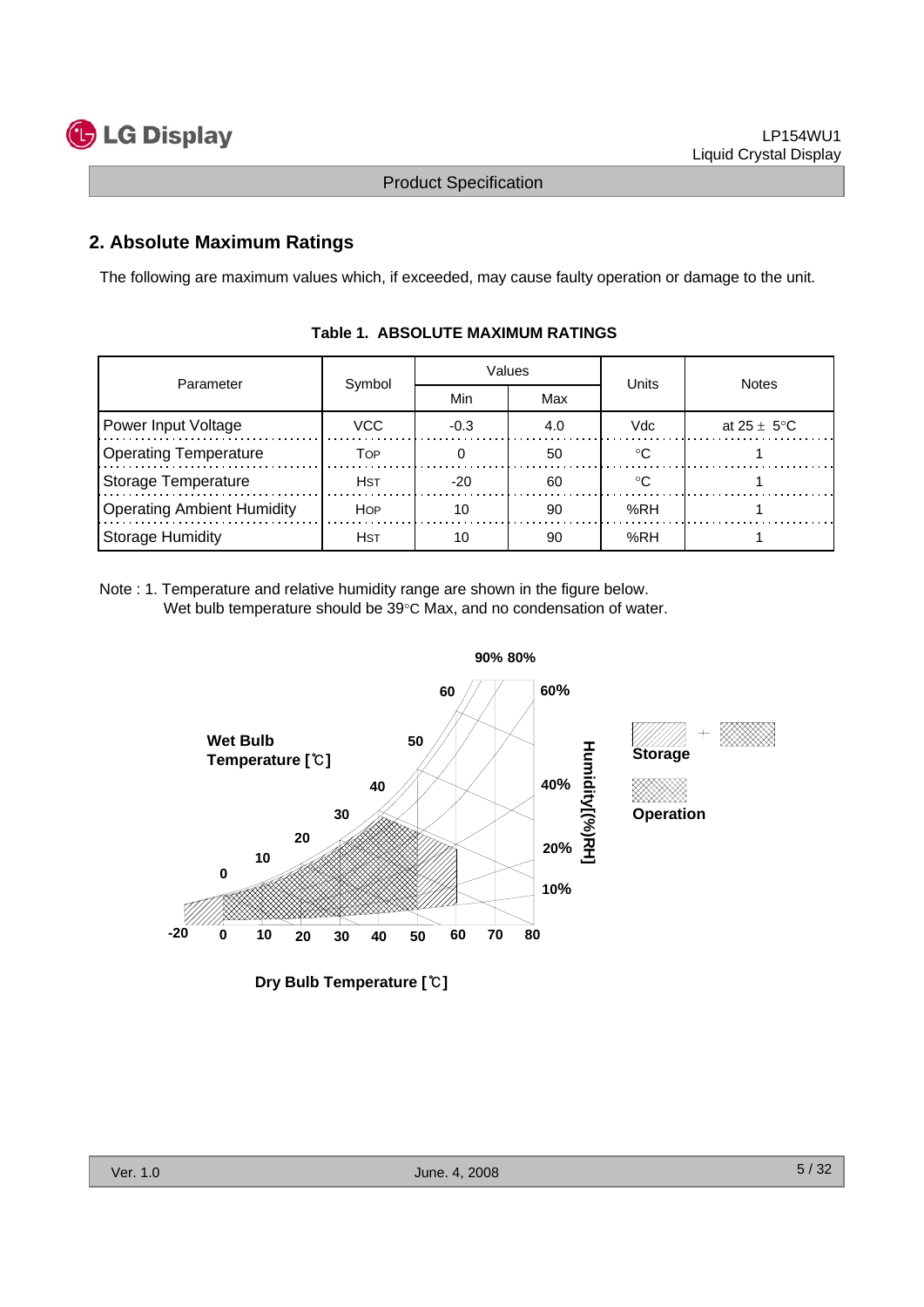## 2. Absolute Maximum Ratings

The following are maximum values which, if exceeded, may cause faulty operation or damage to the unit.

**Table 1. ABSOLUTE MAXIMUM RATINGS**

| Parameter | Symbol | Values | | Units | Notes |
|---|---|---|---|---|---|
| | | Min | Max | | |
| Power Input Voltage | VCC | -0.3 | 4.0 | Vdc | at 25 ± 5°C |
| Operating Temperature | $T_{OP}$ | 0 | 50 | °C | 1 |
| Storage Temperature | $H_{ST}$ | -20 | 60 | °C | 1 |
| Operating Ambient Humidity | $H_{OP}$ | 10 | 90 | %RH | 1 |
| Storage Humidity | $H_{ST}$ | 10 | 90 | %RH | 1 |

Note : 1. Temperature and relative humidity range are shown in the figure below.
Wet bulb temperature should be 39°C Max, and no condensation of water.

Wet Bulb Temperature [℃]

Humidity[(%)RH]

Storage

Operation

Dry Bulb Temperature [℃]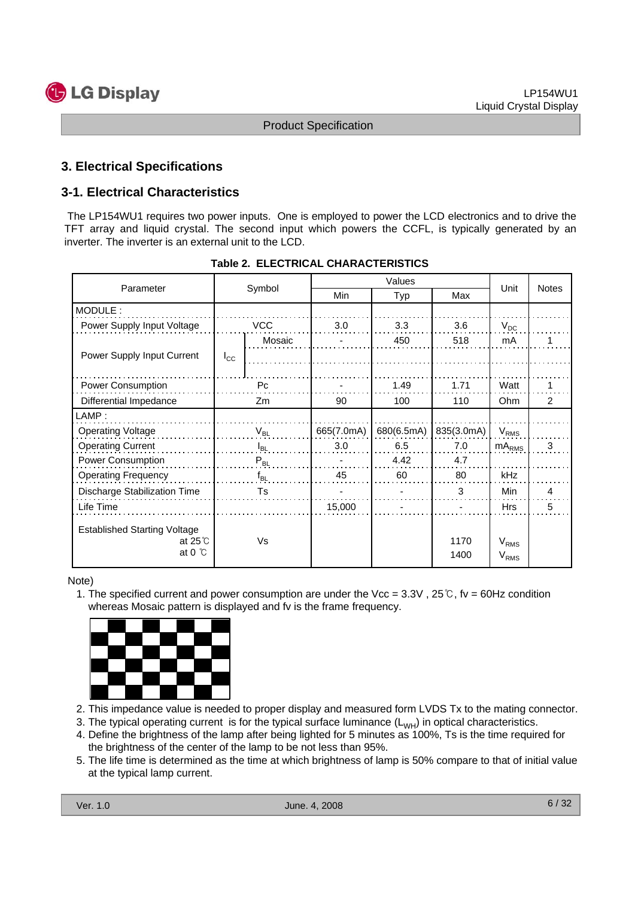## 3. Electrical Specifications

### 3-1. Electrical Characteristics

The LP154WU1 requires two power inputs. One is employed to power the LCD electronics and to drive the TFT array and liquid crystal. The second input which powers the CCFL, is typically generated by an inverter. The inverter is an external unit to the LCD.

**Table 2. ELECTRICAL CHARACTERISTICS**

| Parameter | Symbol | | Values | | | Unit | Notes |
|---|---|---|---|---|---|---|---|
| | | | Min | Typ | Max | | |
| MODULE : | | | | | | | |
| Power Supply Input Voltage | VCC | | 3.0 | 3.3 | 3.6 | $V_{DC}$ | |
| Power Supply Input Current | $I_{CC}$ | Mosaic | - | 450 | 518 | mA | 1 |
| | | | | | | | |
| Power Consumption | Pc | | - | 1.49 | 1.71 | Watt | 1 |
| Differential Impedance | Zm | | 90 | 100 | 110 | Ohm | 2 |
| LAMP : | | | | | | | |
| Operating Voltage | $V_{BL}$ | | 665(7.0mA) | 680(6.5mA) | 835(3.0mA) | $V_{RMS}$ | |
| Operating Current | $I_{BL}$ | | 3.0 | 6.5 | 7.0 | $mA_{RMS}$ | 3 |
| Power Consumption | $P_{BL}$ | | - | 4.42 | 4.7 | | |
| Operating Frequency | $f_{BL}$ | | 45 | 60 | 80 | kHz | |
| Discharge Stabilization Time | Ts | | - | - | 3 | Min | 4 |
| Life Time | | | 15,000 | - | - | Hrs | 5 |
| Established Starting Voltage at 25℃ / at 0 ℃ | Vs | | | | 1170 / 1400 | $V_{RMS}$ / $V_{RMS}$ | |

Note)

1. The specified current and power consumption are under the Vcc = 3.3V , 25℃, fv = 60Hz condition whereas Mosaic pattern is displayed and fv is the frame frequency.
2. This impedance value is needed to proper display and measured form LVDS Tx to the mating connector.
3. The typical operating current is for the typical surface luminance ($L_{WH}$) in optical characteristics.
4. Define the brightness of the lamp after being lighted for 5 minutes as 100%, Ts is the time required for the brightness of the center of the lamp to be not less than 95%.
5. The life time is determined as the time at which brightness of lamp is 50% compare to that of initial value at the typical lamp current.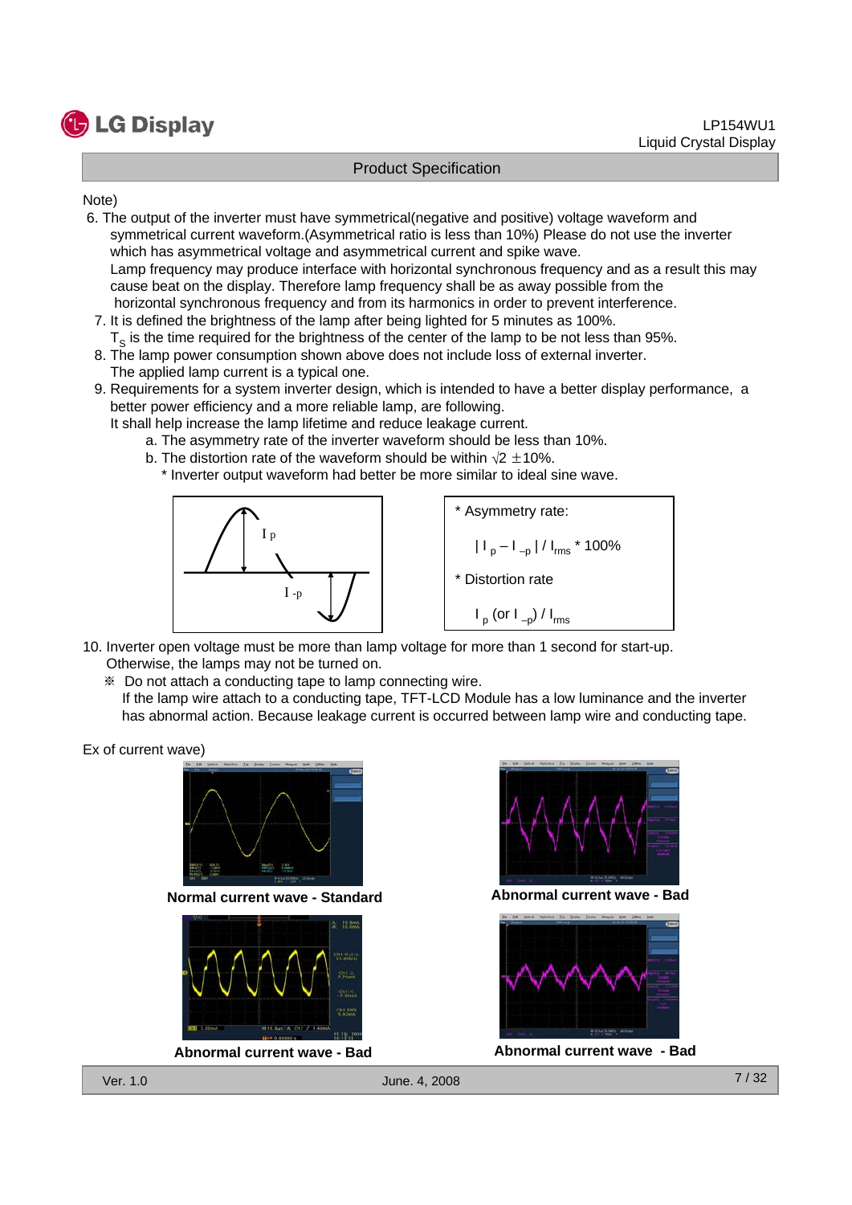Note)

6. The output of the inverter must have symmetrical(negative and positive) voltage waveform and symmetrical current waveform.(Asymmetrical ratio is less than 10%) Please do not use the inverter which has asymmetrical voltage and asymmetrical current and spike wave.
   Lamp frequency may produce interface with horizontal synchronous frequency and as a result this may cause beat on the display. Therefore lamp frequency shall be as away possible from the horizontal synchronous frequency and from its harmonics in order to prevent interference.
7. It is defined the brightness of the lamp after being lighted for 5 minutes as 100%.
   $T_S$ is the time required for the brightness of the center of the lamp to be not less than 95%.
8. The lamp power consumption shown above does not include loss of external inverter.
   The applied lamp current is a typical one.
9. Requirements for a system inverter design, which is intended to have a better display performance, a better power efficiency and a more reliable lamp, are following.
   It shall help increase the lamp lifetime and reduce leakage current.
   a. The asymmetry rate of the inverter waveform should be less than 10%.
   b. The distortion rate of the waveform should be within $\sqrt{2} \pm 10\%$.
      * Inverter output waveform had better be more similar to ideal sine wave.

I p

I -p

* Asymmetry rate:

$$| I_p - I_{-p} | / I_{rms} * 100\%$$

* Distortion rate

$$I_p \text{ (or } I_{-p}) / I_{rms}$$

10. Inverter open voltage must be more than lamp voltage for more than 1 second for start-up. Otherwise, the lamps may not be turned on.
    ※ Do not attach a conducting tape to lamp connecting wire.
    If the lamp wire attach to a conducting tape, TFT-LCD Module has a low luminance and the inverter has abnormal action. Because leakage current is occurred between lamp wire and conducting tape.

Ex of current wave)

**Normal current wave - Standard**

**Abnormal current wave - Bad**

**Abnormal current wave - Bad**

**Abnormal current wave - Bad**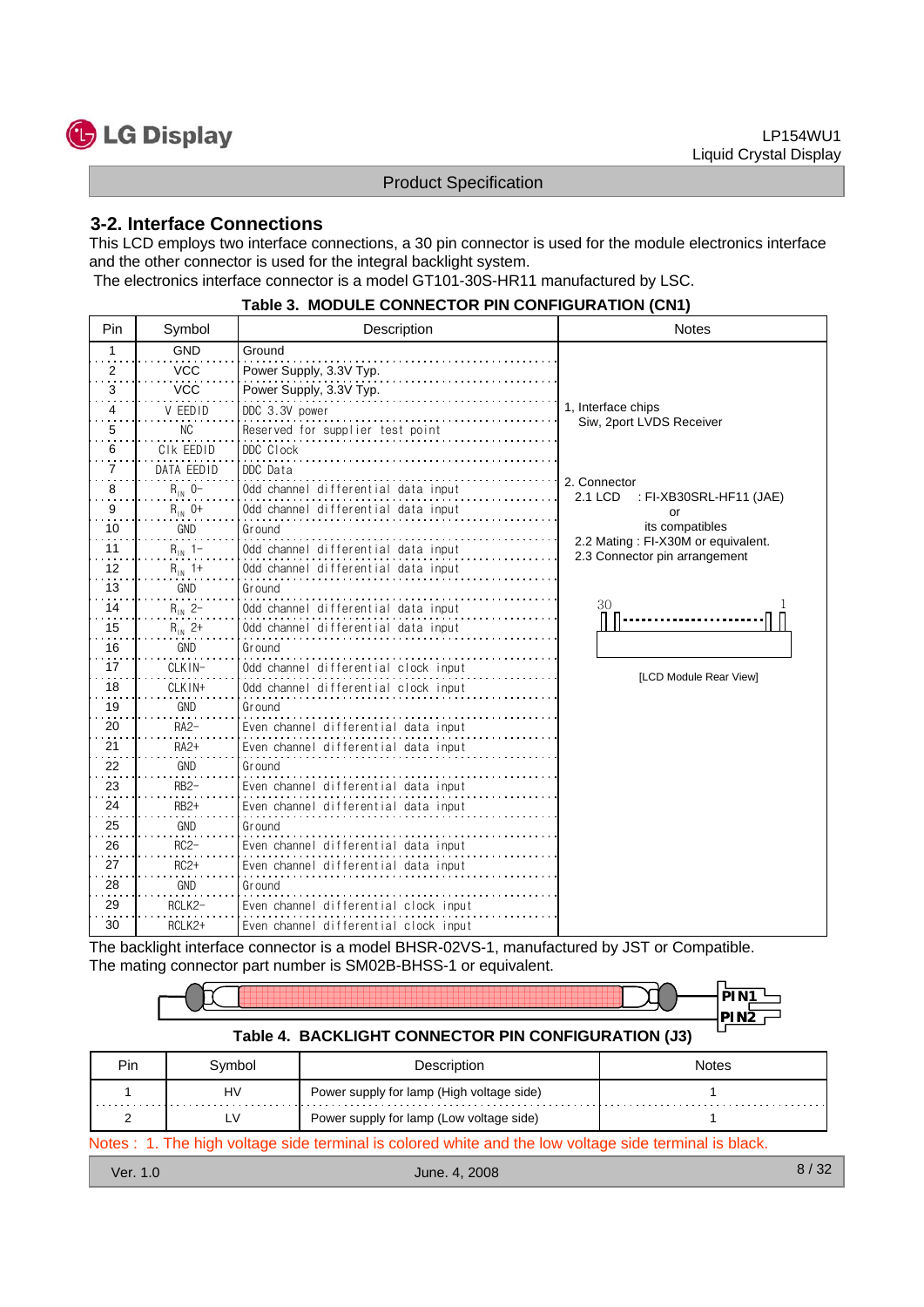## 3-2. Interface Connections

This LCD employs two interface connections, a 30 pin connector is used for the module electronics interface and the other connector is used for the integral backlight system.

The electronics interface connector is a model GT101-30S-HR11 manufactured by LSC.

**Table 3. MODULE CONNECTOR PIN CONFIGURATION (CN1)**

| Pin | Symbol | Description | Notes |
|---|---|---|---|
| 1 | GND | Ground | 1, Interface chips Siw, 2port LVDS Receiver<br>2. Connector<br>2.1 LCD : FI-XB30SRL-HF11 (JAE) or its compatibles<br>2.2 Mating : FI-X30M or equivalent.<br>2.3 Connector pin arrangement<br>30 ... 1<br>[LCD Module Rear View] |
| 2 | VCC | Power Supply, 3.3V Typ. | |
| 3 | VCC | Power Supply, 3.3V Typ. | |
| 4 | V EEDID | DDC 3.3V power | |
| 5 | NC | Reserved for supplier test point | |
| 6 | Clk EEDID | DDC Clock | |
| 7 | DATA EEDID | DDC Data | |
| 8 | $R_{IN}$ 0- | Odd channel differential data input | |
| 9 | $R_{IN}$ 0+ | Odd channel differential data input | |
| 10 | GND | Ground | |
| 11 | $R_{IN}$ 1- | Odd channel differential data input | |
| 12 | $R_{IN}$ 1+ | Odd channel differential data input | |
| 13 | GND | Ground | |
| 14 | $R_{IN}$ 2- | Odd channel differential data input | |
| 15 | $R_{IN}$ 2+ | Odd channel differential data input | |
| 16 | GND | Ground | |
| 17 | CLKIN- | Odd channel differential clock input | |
| 18 | CLKIN+ | Odd channel differential clock input | |
| 19 | GND | Ground | |
| 20 | RA2- | Even channel differential data input | |
| 21 | RA2+ | Even channel differential data input | |
| 22 | GND | Ground | |
| 23 | RB2- | Even channel differential data input | |
| 24 | RB2+ | Even channel differential data input | |
| 25 | GND | Ground | |
| 26 | RC2- | Even channel differential data input | |
| 27 | RC2+ | Even channel differential data input | |
| 28 | GND | Ground | |
| 29 | RCLK2- | Even channel differential clock input | |
| 30 | RCLK2+ | Even channel differential clock input | |

The backlight interface connector is a model BHSR-02VS-1, manufactured by JST or Compatible.
The mating connector part number is SM02B-BHSS-1 or equivalent.

PIN1
PIN2

**Table 4. BACKLIGHT CONNECTOR PIN CONFIGURATION (J3)**

| Pin | Symbol | Description | Notes |
|---|---|---|---|
| 1 | HV | Power supply for lamp (High voltage side) | 1 |
| 2 | LV | Power supply for lamp (Low voltage side) | 1 |

Notes : 1. The high voltage side terminal is colored white and the low voltage side terminal is black.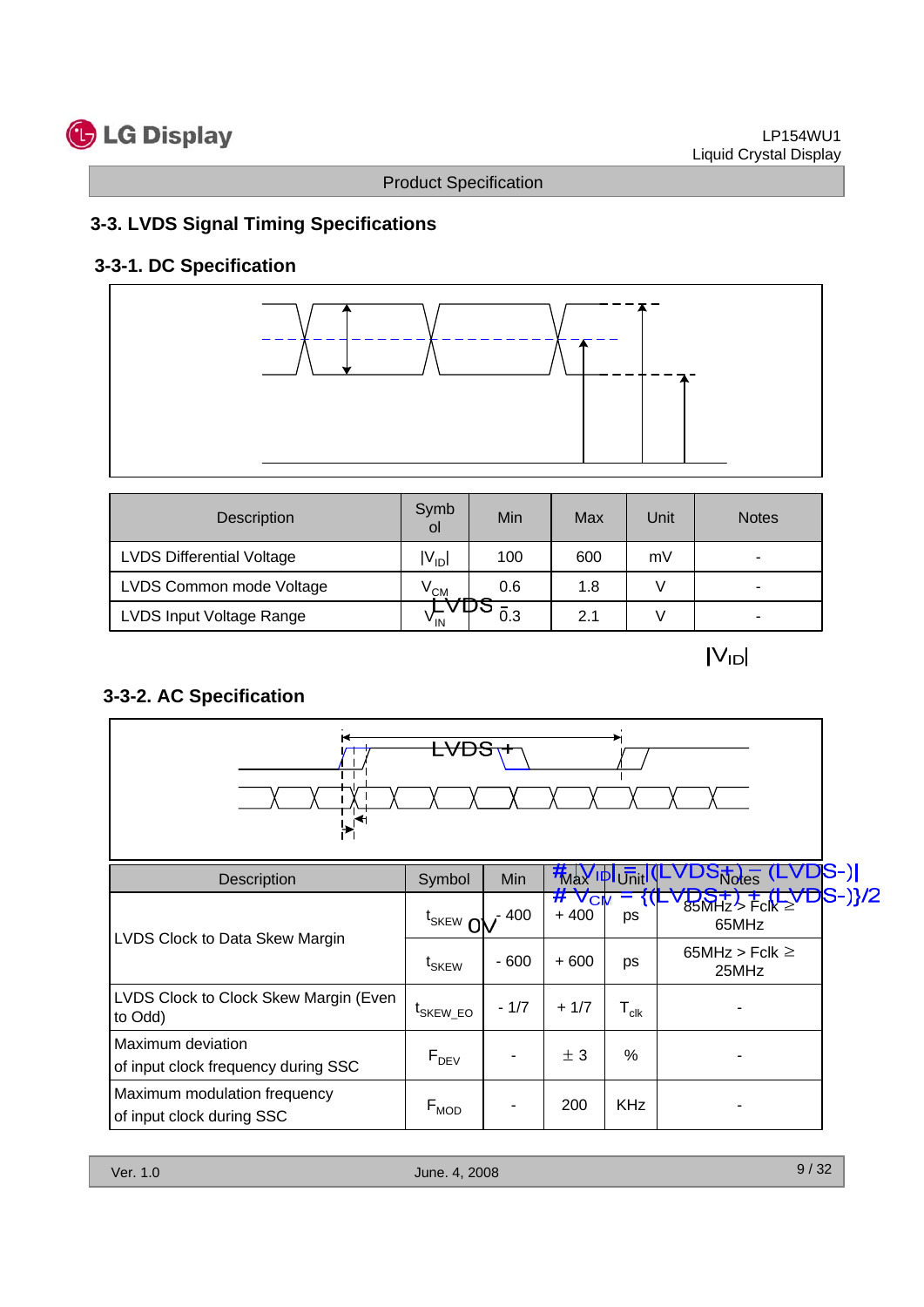### 3-3. LVDS Signal Timing Specifications

### 3-3-1. DC Specification

| Description | Symbol | Min | Max | Unit | Notes |
|---|---|---|---|---|---|
| LVDS Differential Voltage | $\lvert V_{ID} \rvert$ | 100 | 600 | mV | - |
| LVDS Common mode Voltage | $V_{CM}$ | 0.6 | 1.8 | V | - |
| LVDS Input Voltage Range | $V_{IN}$ | 0.3 | 2.1 | V | - |

LVDS -

$\lvert V_{ID} \rvert$

# $\lvert V_{ID} \rvert = \lvert (LVDS+) - (LVDS-) \rvert$

# $V_{CM} = \{(LVDS+) + (LVDS-)\}/2$

0V

### 3-3-2. AC Specification

LVDS +

| Description | Symbol | Min | Max | Unit | Notes |
|---|---|---|---|---|---|
| LVDS Clock to Data Skew Margin | $t_{SKEW}$ | - 400 | + 400 | ps | 85MHz > Fclk ≥ 65MHz |
| | $t_{SKEW}$ | - 600 | + 600 | ps | 65MHz > Fclk ≥ 25MHz |
| LVDS Clock to Clock Skew Margin (Even to Odd) | $t_{SKEW\_EO}$ | - 1/7 | + 1/7 | $T_{clk}$ | - |
| Maximum deviation of input clock frequency during SSC | $F_{DEV}$ | - | ± 3 | % | - |
| Maximum modulation frequency of input clock during SSC | $F_{MOD}$ | - | 200 | KHz | - |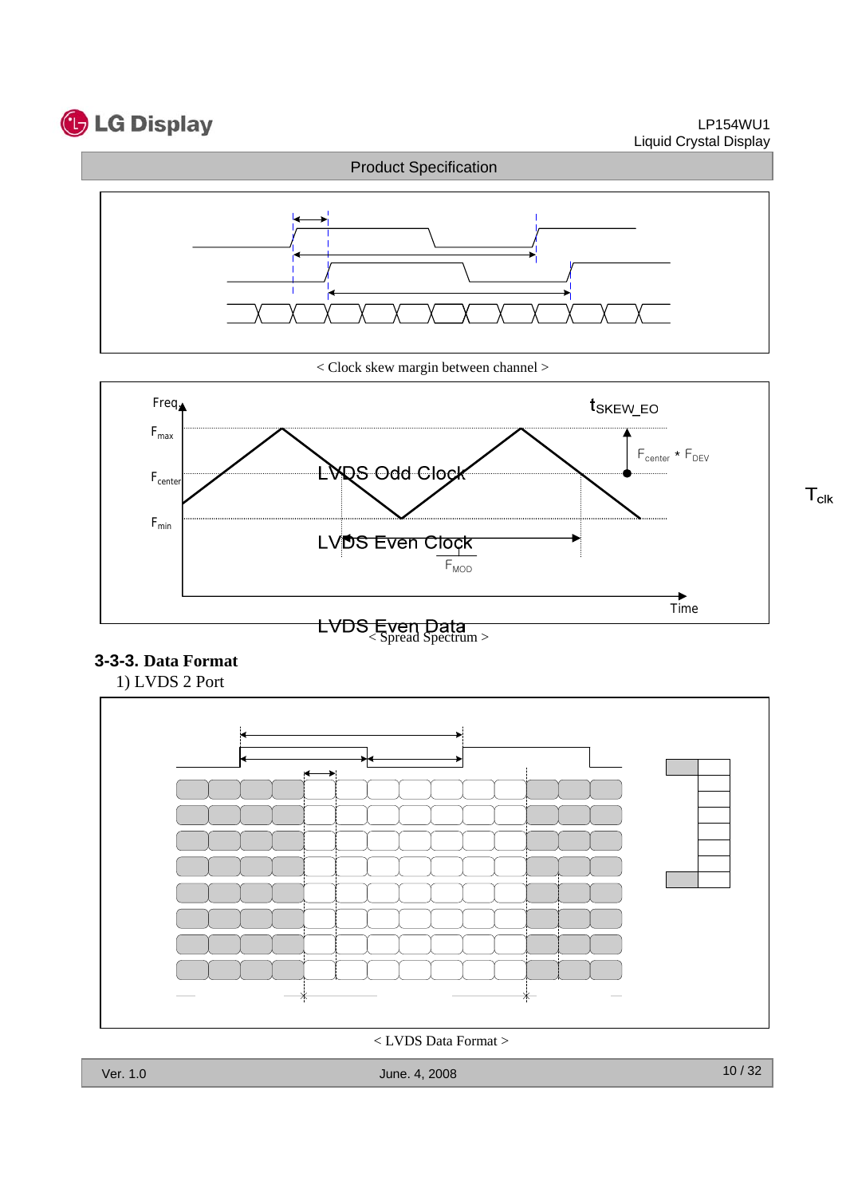< Clock skew margin between channel >

< Spread Spectrum >

### 3-3-3. Data Format

1) LVDS 2 Port

< LVDS Data Format >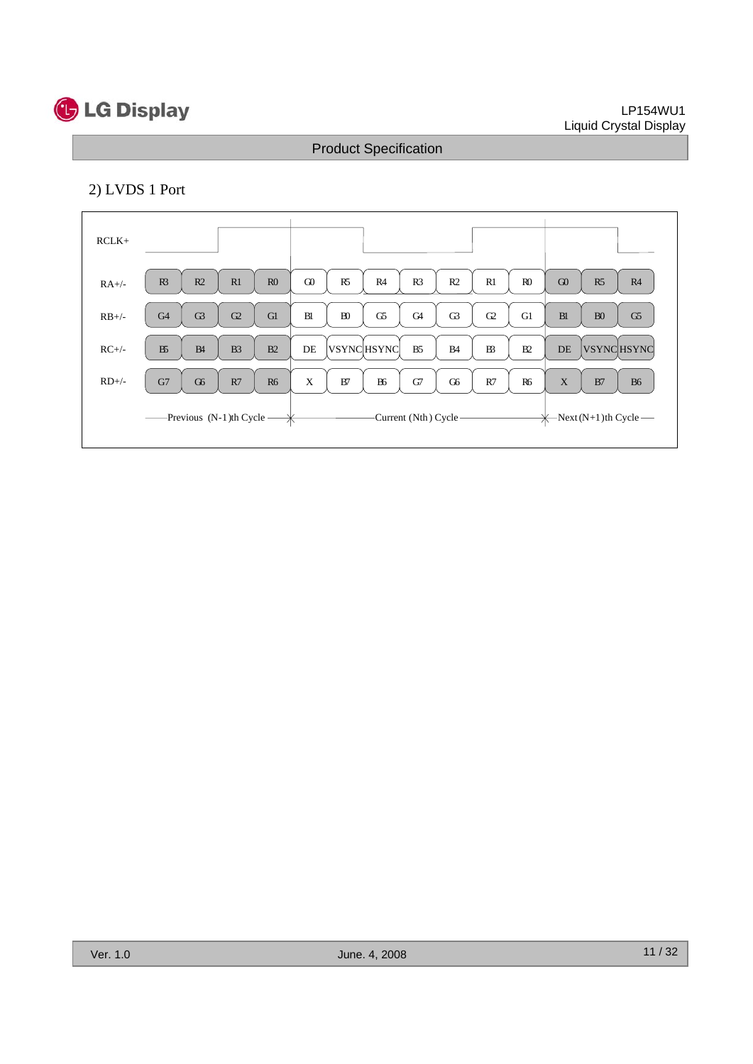## 2) LVDS 1 Port

| | Previous (N-1)th Cycle | | | | Current (Nth) Cycle | | | | | | | Next (N+1)th Cycle | | |
|---|---|---|---|---|---|---|---|---|---|---|---|---|---|---|
| RA+/- | R3 | R2 | R1 | R0 | G0 | R5 | R4 | R3 | R2 | R1 | R0 | G0 | R5 | R4 |
| RB+/- | G4 | G3 | G2 | G1 | B1 | B0 | G5 | G4 | G3 | G2 | G1 | B1 | B0 | G5 |
| RC+/- | B5 | B4 | B3 | B2 | DE | VSYNC | HSYNC | B5 | B4 | B3 | B2 | DE | VSYNC | HSYNC |
| RD+/- | G7 | G6 | R7 | R6 | X | B7 | B6 | G7 | G6 | R7 | R6 | X | B7 | B6 |

RCLK+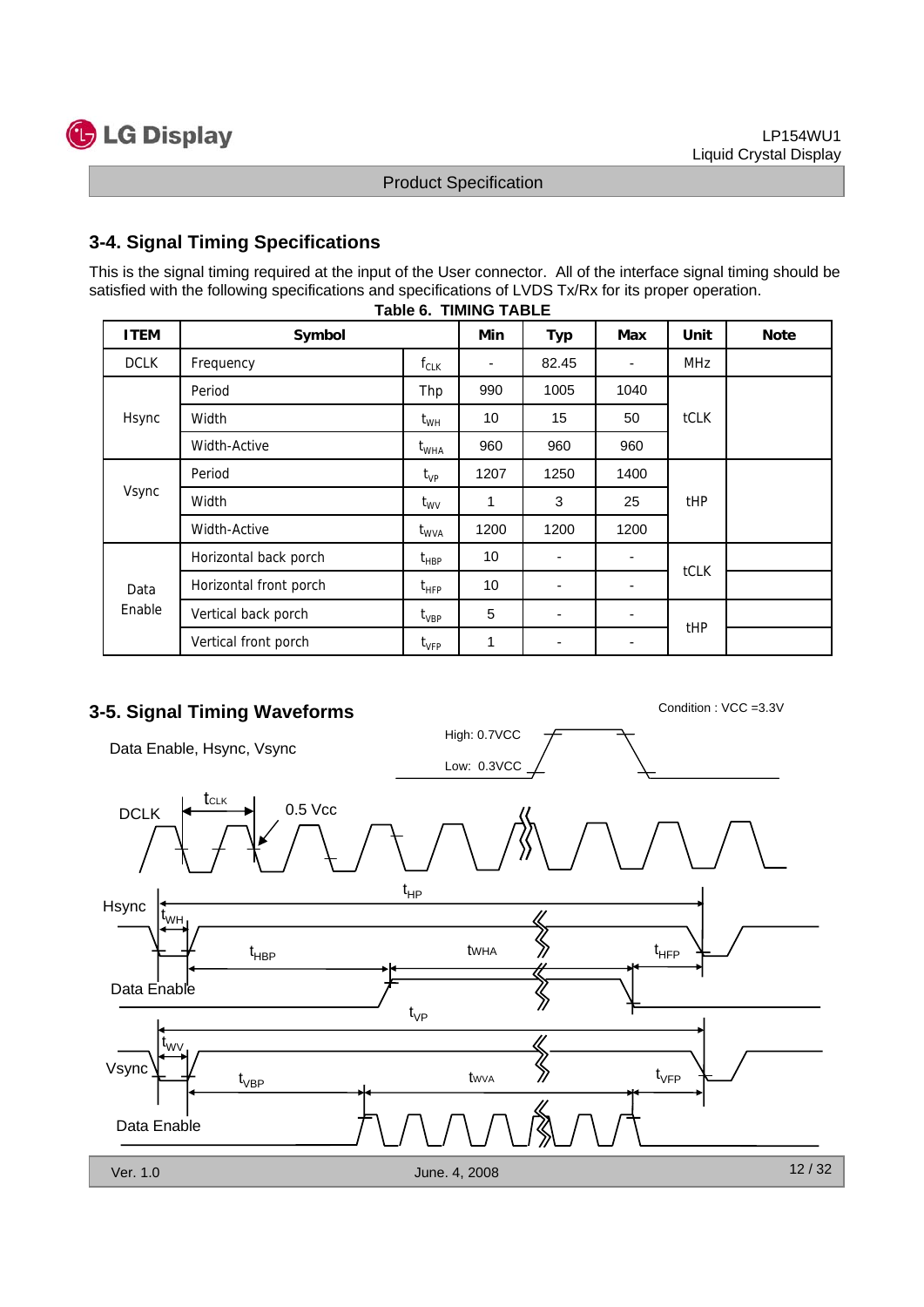## 3-4. Signal Timing Specifications

This is the signal timing required at the input of the User connector. All of the interface signal timing should be satisfied with the following specifications and specifications of LVDS Tx/Rx for its proper operation.

**Table 6. TIMING TABLE**

| ITEM | Symbol | | Min | Typ | Max | Unit | Note |
|---|---|---|---|---|---|---|---|
| DCLK | Frequency | $f_{CLK}$ | - | 82.45 | - | MHz | |
| Hsync | Period | Thp | 990 | 1005 | 1040 | tCLK | |
| | Width | $t_{WH}$ | 10 | 15 | 50 | | |
| | Width-Active | $t_{WHA}$ | 960 | 960 | 960 | | |
| Vsync | Period | $t_{VP}$ | 1207 | 1250 | 1400 | tHP | |
| | Width | $t_{WV}$ | 1 | 3 | 25 | | |
| | Width-Active | $t_{WVA}$ | 1200 | 1200 | 1200 | | |
| Data Enable | Horizontal back porch | $t_{HBP}$ | 10 | - | - | tCLK | |
| | Horizontal front porch | $t_{HFP}$ | 10 | - | - | | |
| | Vertical back porch | $t_{VBP}$ | 5 | - | - | tHP | |
| | Vertical front porch | $t_{VFP}$ | 1 | - | - | | |

## 3-5. Signal Timing Waveforms

Condition : VCC =3.3V

Data Enable, Hsync, Vsync — High: 0.7VCC, Low: 0.3VCC

DCLK — $t_{CLK}$, 0.5 Vcc

Hsync — $t_{HP}$, $t_{WH}$, $t_{HBP}$, $t_{WHA}$, $t_{HFP}$ — Data Enable

Vsync — $t_{VP}$, $t_{WV}$, $t_{VBP}$, $t_{WVA}$, $t_{VFP}$ — Data Enable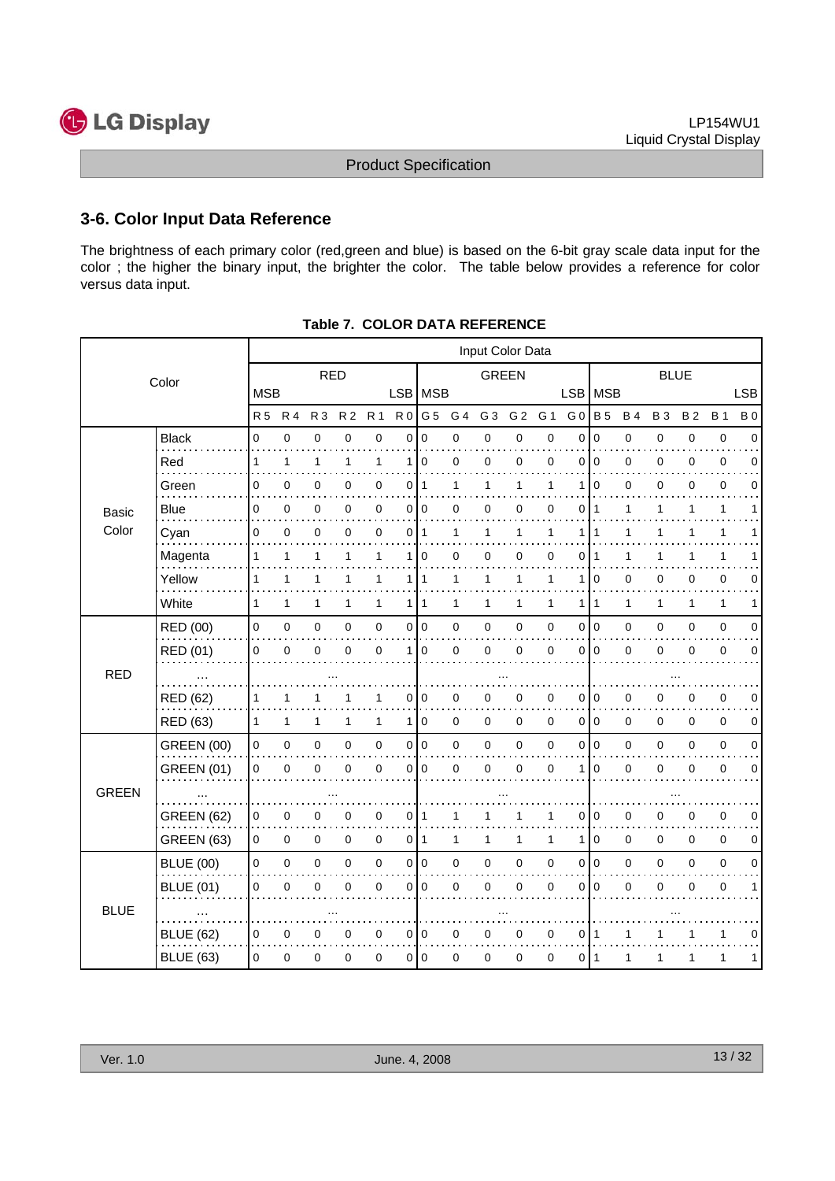## 3-6. Color Input Data Reference

The brightness of each primary color (red,green and blue) is based on the 6-bit gray scale data input for the color ; the higher the binary input, the brighter the color. The table below provides a reference for color versus data input.

**Table 7. COLOR DATA REFERENCE**

| Color | | Input Color Data | | | | | | | | | | | | | | | | | |
|---|---|---|---|---|---|---|---|---|---|---|---|---|---|---|---|---|---|---|---|
| | | RED | | | | | | GREEN | | | | | | BLUE | | | | | |
| | | MSB | | | | | LSB | MSB | | | | | LSB | MSB | | | | | LSB |
| | | R 5 | R 4 | R 3 | R 2 | R 1 | R 0 | G 5 | G 4 | G 3 | G 2 | G 1 | G 0 | B 5 | B 4 | B 3 | B 2 | B 1 | B 0 |
| Basic Color | Black | 0 | 0 | 0 | 0 | 0 | 0 | 0 | 0 | 0 | 0 | 0 | 0 | 0 | 0 | 0 | 0 | 0 | 0 |
| | Red | 1 | 1 | 1 | 1 | 1 | 1 | 0 | 0 | 0 | 0 | 0 | 0 | 0 | 0 | 0 | 0 | 0 | 0 |
| | Green | 0 | 0 | 0 | 0 | 0 | 0 | 1 | 1 | 1 | 1 | 1 | 1 | 0 | 0 | 0 | 0 | 0 | 0 |
| | Blue | 0 | 0 | 0 | 0 | 0 | 0 | 0 | 0 | 0 | 0 | 0 | 0 | 1 | 1 | 1 | 1 | 1 | 1 |
| | Cyan | 0 | 0 | 0 | 0 | 0 | 0 | 1 | 1 | 1 | 1 | 1 | 1 | 1 | 1 | 1 | 1 | 1 | 1 |
| | Magenta | 1 | 1 | 1 | 1 | 1 | 1 | 0 | 0 | 0 | 0 | 0 | 0 | 1 | 1 | 1 | 1 | 1 | 1 |
| | Yellow | 1 | 1 | 1 | 1 | 1 | 1 | 1 | 1 | 1 | 1 | 1 | 1 | 0 | 0 | 0 | 0 | 0 | 0 |
| | White | 1 | 1 | 1 | 1 | 1 | 1 | 1 | 1 | 1 | 1 | 1 | 1 | 1 | 1 | 1 | 1 | 1 | 1 |
| RED | RED (00) | 0 | 0 | 0 | 0 | 0 | 0 | 0 | 0 | 0 | 0 | 0 | 0 | 0 | 0 | 0 | 0 | 0 | 0 |
| | RED (01) | 0 | 0 | 0 | 0 | 0 | 1 | 0 | 0 | 0 | 0 | 0 | 0 | 0 | 0 | 0 | 0 | 0 | 0 |
| | ... | | | ... | | | | | | ... | | | | | | ... | | | |
| | RED (62) | 1 | 1 | 1 | 1 | 1 | 0 | 0 | 0 | 0 | 0 | 0 | 0 | 0 | 0 | 0 | 0 | 0 | 0 |
| | RED (63) | 1 | 1 | 1 | 1 | 1 | 1 | 0 | 0 | 0 | 0 | 0 | 0 | 0 | 0 | 0 | 0 | 0 | 0 |
| GREEN | GREEN (00) | 0 | 0 | 0 | 0 | 0 | 0 | 0 | 0 | 0 | 0 | 0 | 0 | 0 | 0 | 0 | 0 | 0 | 0 |
| | GREEN (01) | 0 | 0 | 0 | 0 | 0 | 0 | 0 | 0 | 0 | 0 | 0 | 1 | 0 | 0 | 0 | 0 | 0 | 0 |
| | ... | | | ... | | | | | | ... | | | | | | ... | | | |
| | GREEN (62) | 0 | 0 | 0 | 0 | 0 | 0 | 1 | 1 | 1 | 1 | 1 | 0 | 0 | 0 | 0 | 0 | 0 | 0 |
| | GREEN (63) | 0 | 0 | 0 | 0 | 0 | 0 | 1 | 1 | 1 | 1 | 1 | 1 | 0 | 0 | 0 | 0 | 0 | 0 |
| BLUE | BLUE (00) | 0 | 0 | 0 | 0 | 0 | 0 | 0 | 0 | 0 | 0 | 0 | 0 | 0 | 0 | 0 | 0 | 0 | 0 |
| | BLUE (01) | 0 | 0 | 0 | 0 | 0 | 0 | 0 | 0 | 0 | 0 | 0 | 0 | 0 | 0 | 0 | 0 | 0 | 1 |
| | ... | | | ... | | | | | | ... | | | | | | ... | | | |
| | BLUE (62) | 0 | 0 | 0 | 0 | 0 | 0 | 0 | 0 | 0 | 0 | 0 | 0 | 1 | 1 | 1 | 1 | 1 | 0 |
| | BLUE (63) | 0 | 0 | 0 | 0 | 0 | 0 | 0 | 0 | 0 | 0 | 0 | 0 | 1 | 1 | 1 | 1 | 1 | 1 |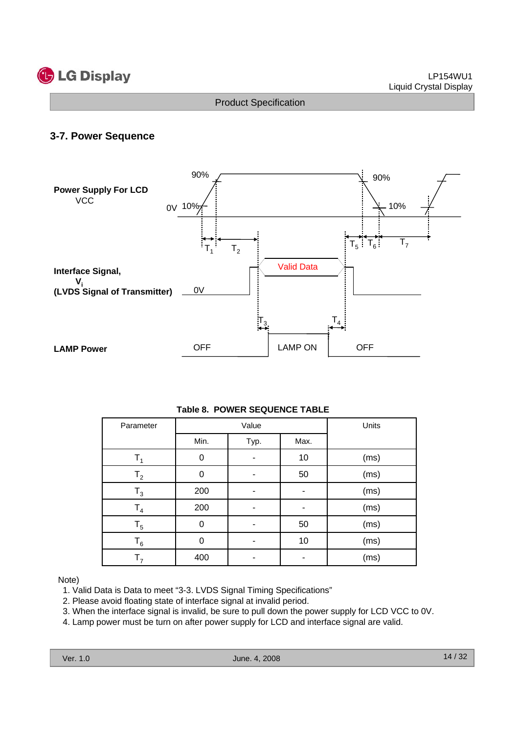## 3-7. Power Sequence

Power Supply For LCD
VCC

90%
0V 10%
90%
10%
$T_1$ $T_2$ $T_5$ $T_6$ $T_7$

Interface Signal,
$V_i$
(LVDS Signal of Transmitter)

0V
Valid Data
$T_3$ $T_4$

LAMP Power

OFF LAMP ON OFF

**Table 8. POWER SEQUENCE TABLE**

| Parameter | Value | | | Units |
|---|---|---|---|---|
| | Min. | Typ. | Max. | |
| $T_1$ | 0 | - | 10 | (ms) |
| $T_2$ | 0 | - | 50 | (ms) |
| $T_3$ | 200 | - | - | (ms) |
| $T_4$ | 200 | - | - | (ms) |
| $T_5$ | 0 | - | 50 | (ms) |
| $T_6$ | 0 | - | 10 | (ms) |
| $T_7$ | 400 | - | - | (ms) |

Note)

1. Valid Data is Data to meet “3-3. LVDS Signal Timing Specifications”
2. Please avoid floating state of interface signal at invalid period.
3. When the interface signal is invalid, be sure to pull down the power supply for LCD VCC to 0V.
4. Lamp power must be turn on after power supply for LCD and interface signal are valid.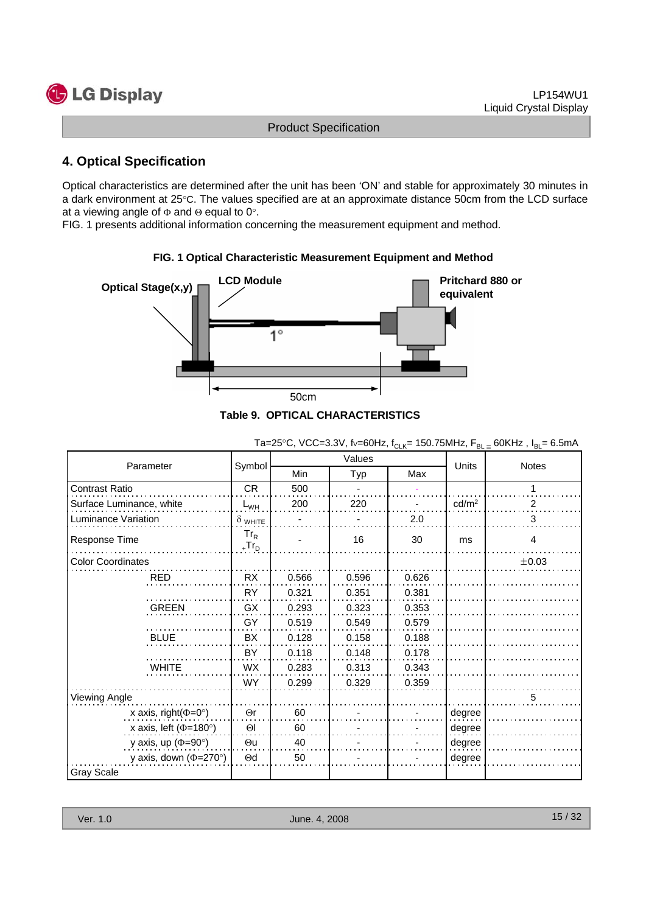## 4. Optical Specification

Optical characteristics are determined after the unit has been 'ON' and stable for approximately 30 minutes in a dark environment at 25°C. The values specified are at an approximate distance 50cm from the LCD surface at a viewing angle of Φ and Θ equal to 0°.
FIG. 1 presents additional information concerning the measurement equipment and method.

**FIG. 1 Optical Characteristic Measurement Equipment and Method**

Optical Stage(x,y) | LCD Module | Pritchard 880 or equivalent | 1° | 50cm

**Table 9. OPTICAL CHARACTERISTICS**

Ta=25°C, VCC=3.3V, fv=60Hz, $f_{CLK}$= 150.75MHz, $F_{BL}$ = 60KHz , $I_{BL}$= 6.5mA

| Parameter | | Symbol | Values | | | Units | Notes |
|---|---|---|---|---|---|---|---|
| | | | Min | Typ | Max | | |
| Contrast Ratio | | CR | 500 | - | - | | 1 |
| Surface Luminance, white | | $L_{WH}$ | 200 | 220 | - | cd/m$^2$ | 2 |
| Luminance Variation | | $\delta_{WHITE}$ | - | - | 2.0 | | 3 |
| Response Time | | $Tr_R + Tr_D$ | - | 16 | 30 | ms | 4 |
| Color Coordinates | | | | | | | ±0.03 |
| | RED | RX | 0.566 | 0.596 | 0.626 | | |
| | | RY | 0.321 | 0.351 | 0.381 | | |
| | GREEN | GX | 0.293 | 0.323 | 0.353 | | |
| | | GY | 0.519 | 0.549 | 0.579 | | |
| | BLUE | BX | 0.128 | 0.158 | 0.188 | | |
| | | BY | 0.118 | 0.148 | 0.178 | | |
| | WHITE | WX | 0.283 | 0.313 | 0.343 | | |
| | | WY | 0.299 | 0.329 | 0.359 | | |
| Viewing Angle | | | | | | | 5 |
| | x axis, right(Φ=0°) | Θr | 60 | - | - | degree | |
| | x axis, left (Φ=180°) | Θl | 60 | - | - | degree | |
| | y axis, up (Φ=90°) | Θu | 40 | - | - | degree | |
| | y axis, down (Φ=270°) | Θd | 50 | - | - | degree | |
| Gray Scale | | | | | | | |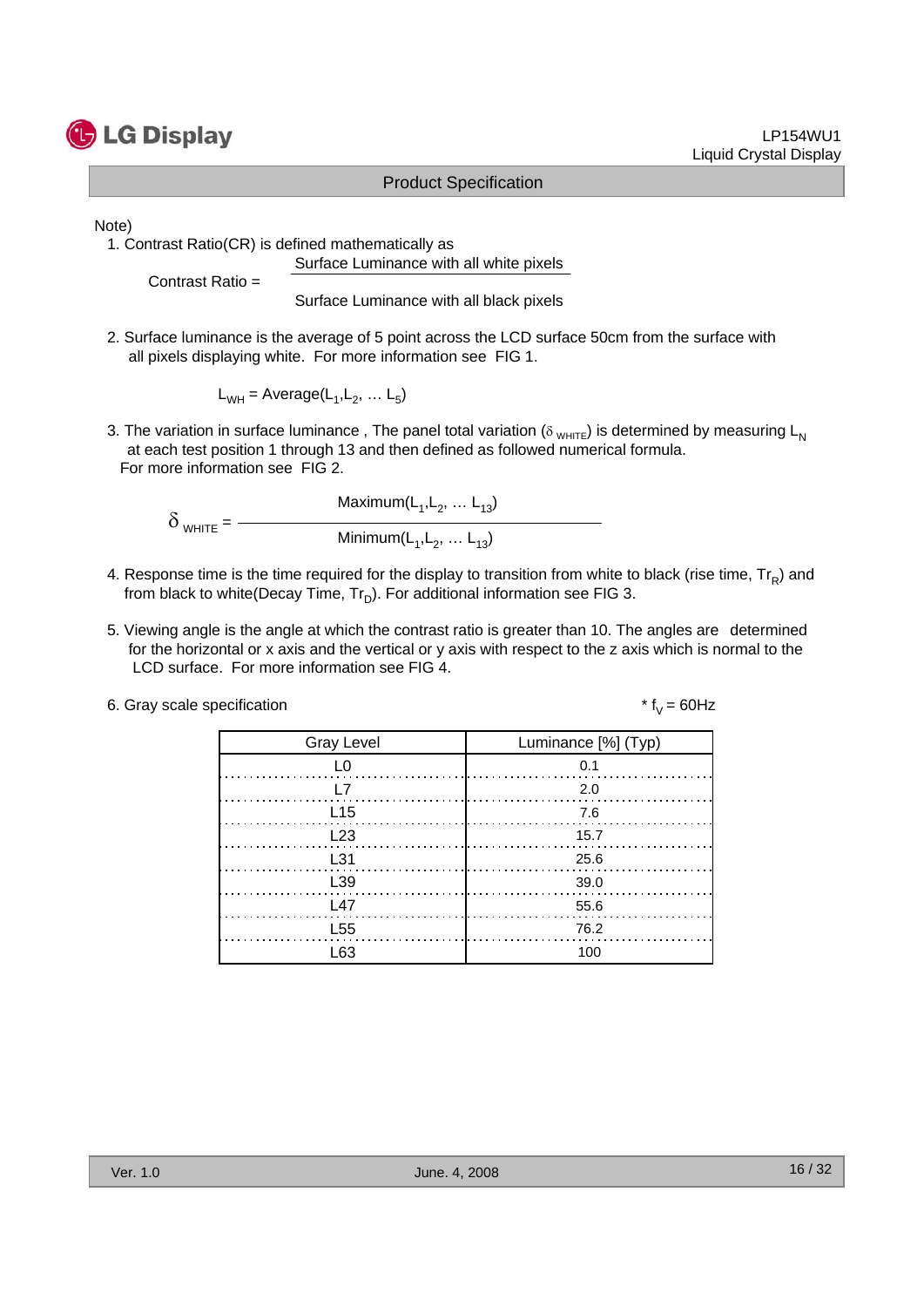Note)

1. Contrast Ratio(CR) is defined mathematically as

$$\text{Contrast Ratio} = \frac{\text{Surface Luminance with all white pixels}}{\text{Surface Luminance with all black pixels}}$$

2. Surface luminance is the average of 5 point across the LCD surface 50cm from the surface with all pixels displaying white. For more information see FIG 1.

$$L_{WH} = \text{Average}(L_1, L_2, \ldots L_5)$$

3. The variation in surface luminance , The panel total variation ($\delta_{WHITE}$) is determined by measuring $L_N$ at each test position 1 through 13 and then defined as followed numerical formula. For more information see FIG 2.

$$\delta_{WHITE} = \frac{\text{Maximum}(L_1, L_2, \ldots L_{13})}{\text{Minimum}(L_1, L_2, \ldots L_{13})}$$

4. Response time is the time required for the display to transition from white to black (rise time, $Tr_R$) and from black to white(Decay Time, $Tr_D$). For additional information see FIG 3.

5. Viewing angle is the angle at which the contrast ratio is greater than 10. The angles are determined for the horizontal or x axis and the vertical or y axis with respect to the z axis which is normal to the LCD surface. For more information see FIG 4.

6. Gray scale specification

\* $f_V$ = 60Hz

| Gray Level | Luminance [%] (Typ) |
|---|---|
| L0 | 0.1 |
| L7 | 2.0 |
| L15 | 7.6 |
| L23 | 15.7 |
| L31 | 25.6 |
| L39 | 39.0 |
| L47 | 55.6 |
| L55 | 76.2 |
| L63 | 100 |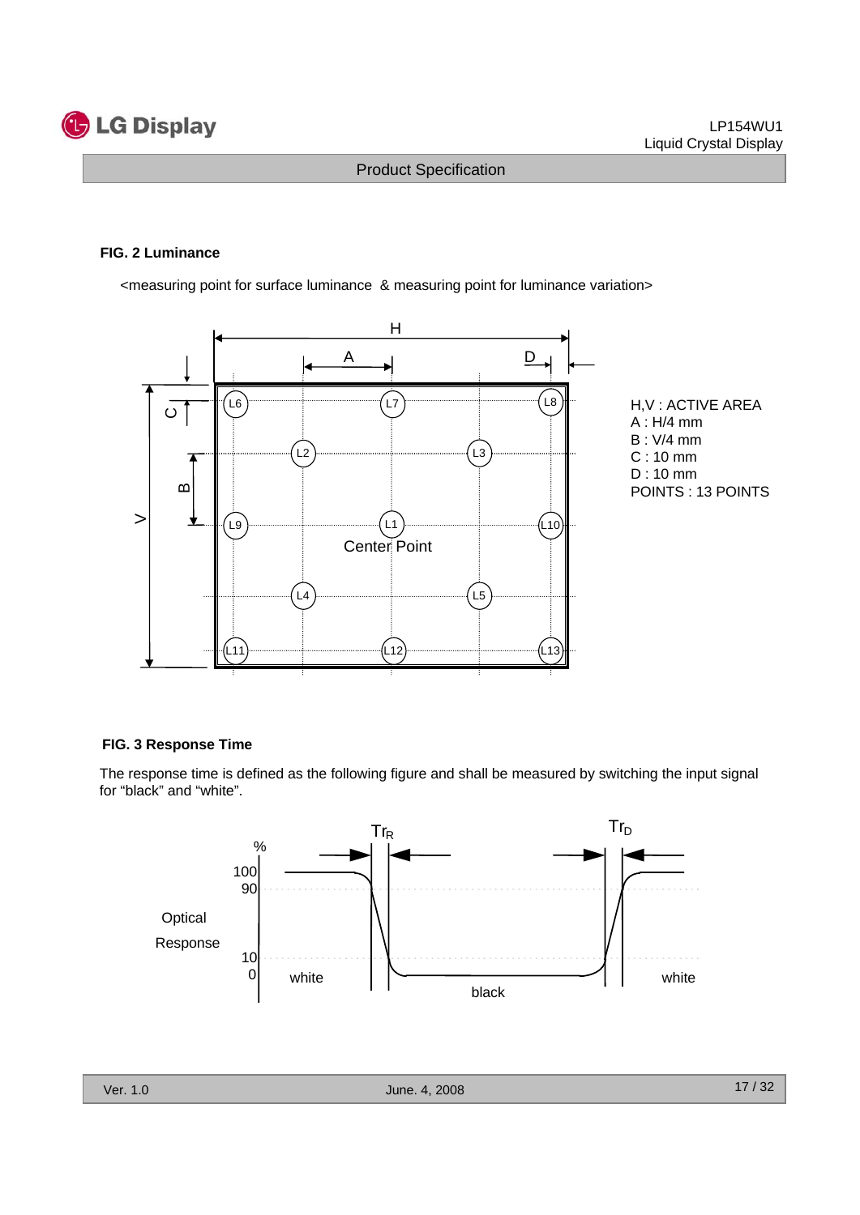**FIG. 2 Luminance**

<measuring point for surface luminance & measuring point for luminance variation>

H,V : ACTIVE AREA
A : H/4 mm
B : V/4 mm
C : 10 mm
D : 10 mm
POINTS : 13 POINTS

**FIG. 3 Response Time**

The response time is defined as the following figure and shall be measured by switching the input signal for "black" and "white".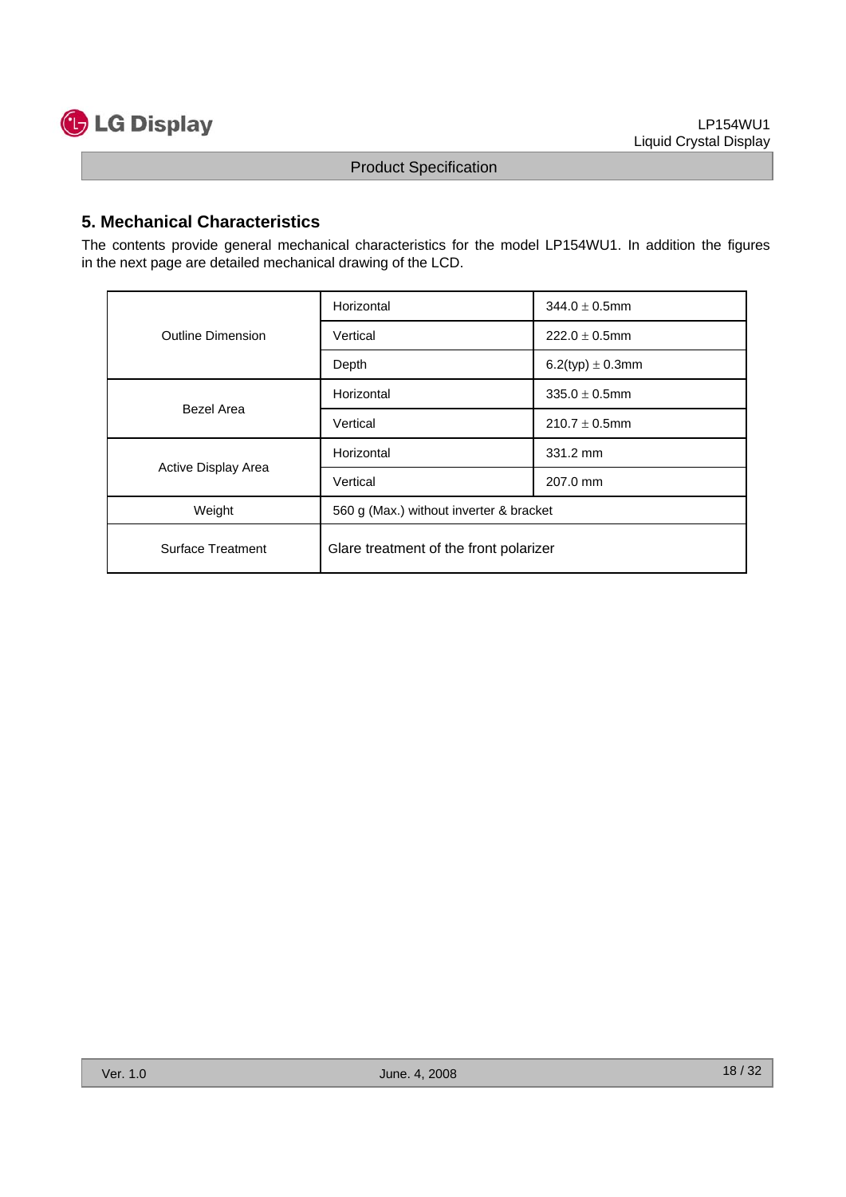## 5. Mechanical Characteristics

The contents provide general mechanical characteristics for the model LP154WU1. In addition the figures in the next page are detailed mechanical drawing of the LCD.

| | | |
|---|---|---|
| Outline Dimension | Horizontal | 344.0 ± 0.5mm |
| | Vertical | 222.0 ± 0.5mm |
| | Depth | 6.2(typ) ± 0.3mm |
| Bezel Area | Horizontal | 335.0 ± 0.5mm |
| | Vertical | 210.7 ± 0.5mm |
| Active Display Area | Horizontal | 331.2 mm |
| | Vertical | 207.0 mm |
| Weight | 560 g (Max.) without inverter & bracket | |
| Surface Treatment | Glare treatment of the front polarizer | |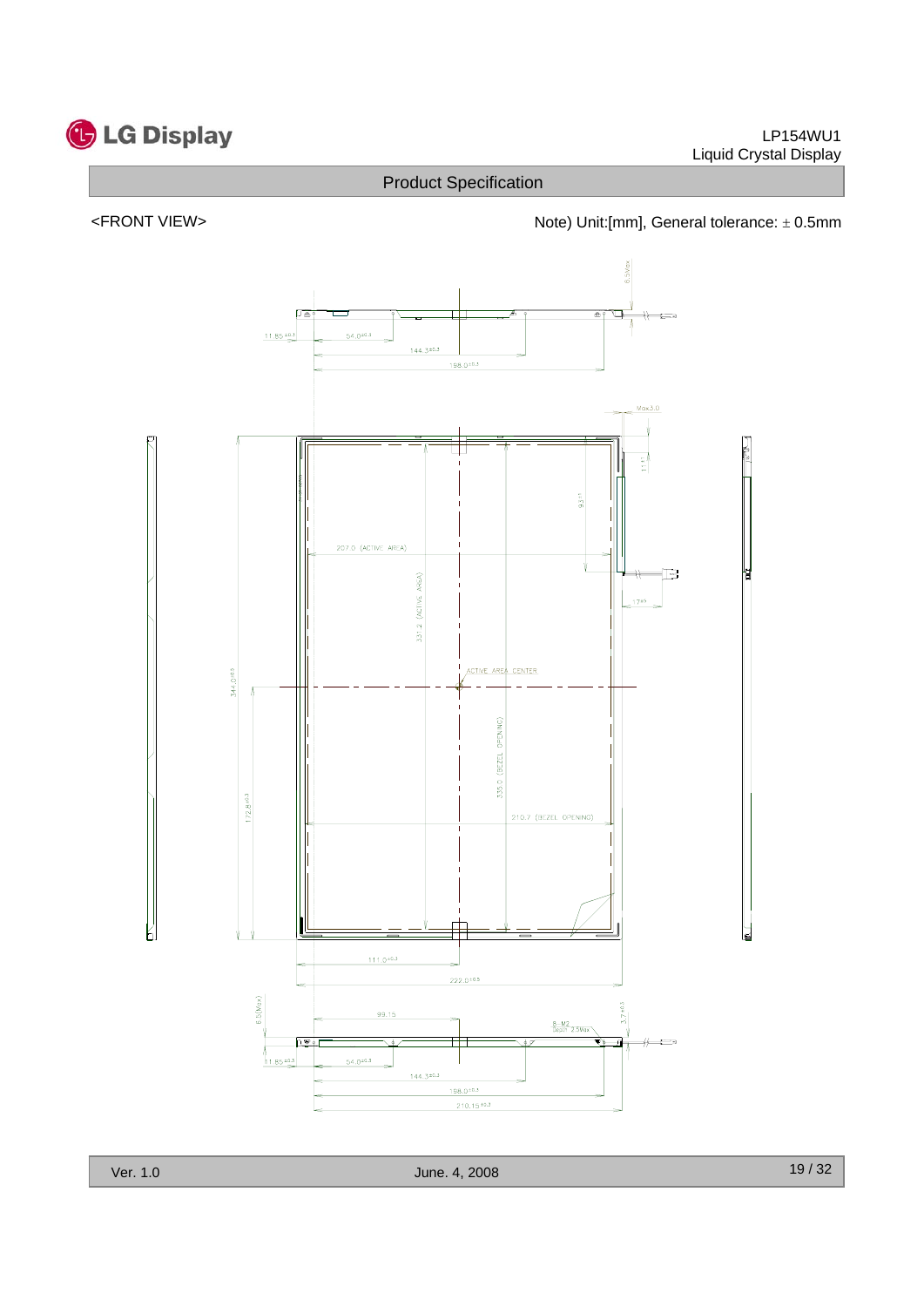# Product Specification

<FRONT VIEW>

Note) Unit:[mm], General tolerance: ± 0.5mm

6.5Max

11.85 ±0.3

54.0 ±0.3

144.3 ±0.3

188.0 ±0.3

Max3.0

11 ±1

93 ±1

207.0 (ACTIVE AREA)

17 ±5

331.2 (ACTIVE AREA)

ACTIVE AREA CENTER

344.0 ±0.5

335.0 (BEZEL OPENING)

172.8 ±0.3

210.7 (BEZEL OPENING)

111.0 ±0.3

222.0 ±0.5

6.5(Max)

99.15

3.7 ±0.3

8 - M2
Depth 2.5Max

11.85 ±0.3

54.0 ±0.3

144.3 ±0.3

188.0 ±0.3

210.15 ±0.3

Ver. 1.0

June. 4, 2008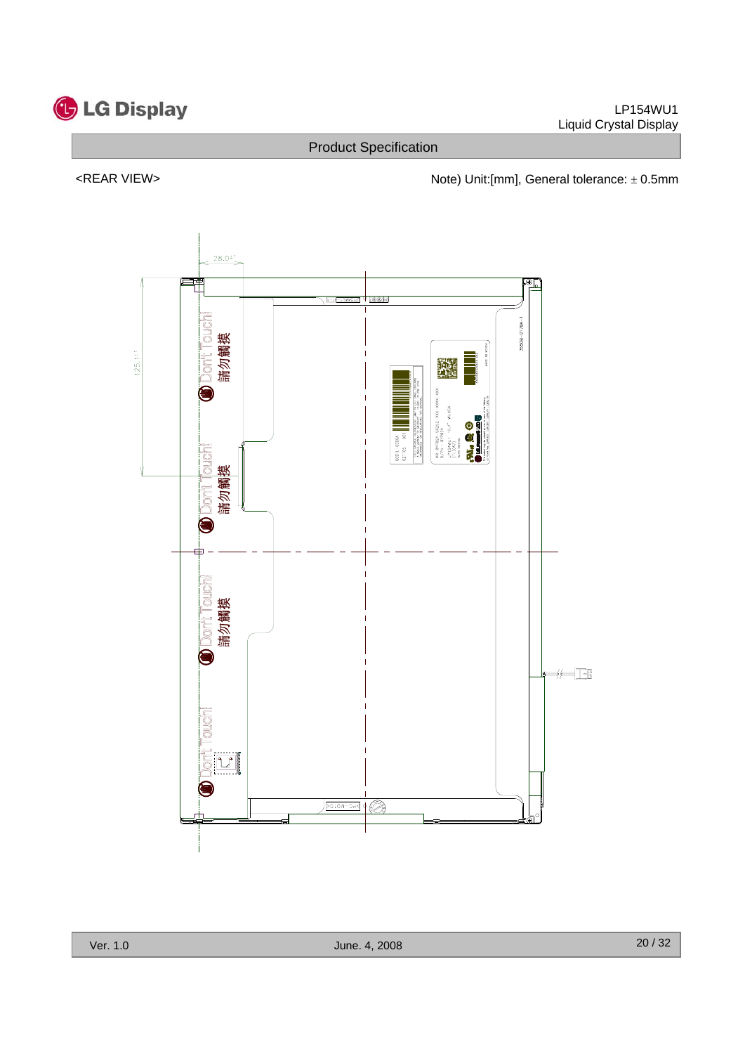Product Specification

<REAR VIEW>

Note) Unit:[mm], General tolerance: ± 0.5mm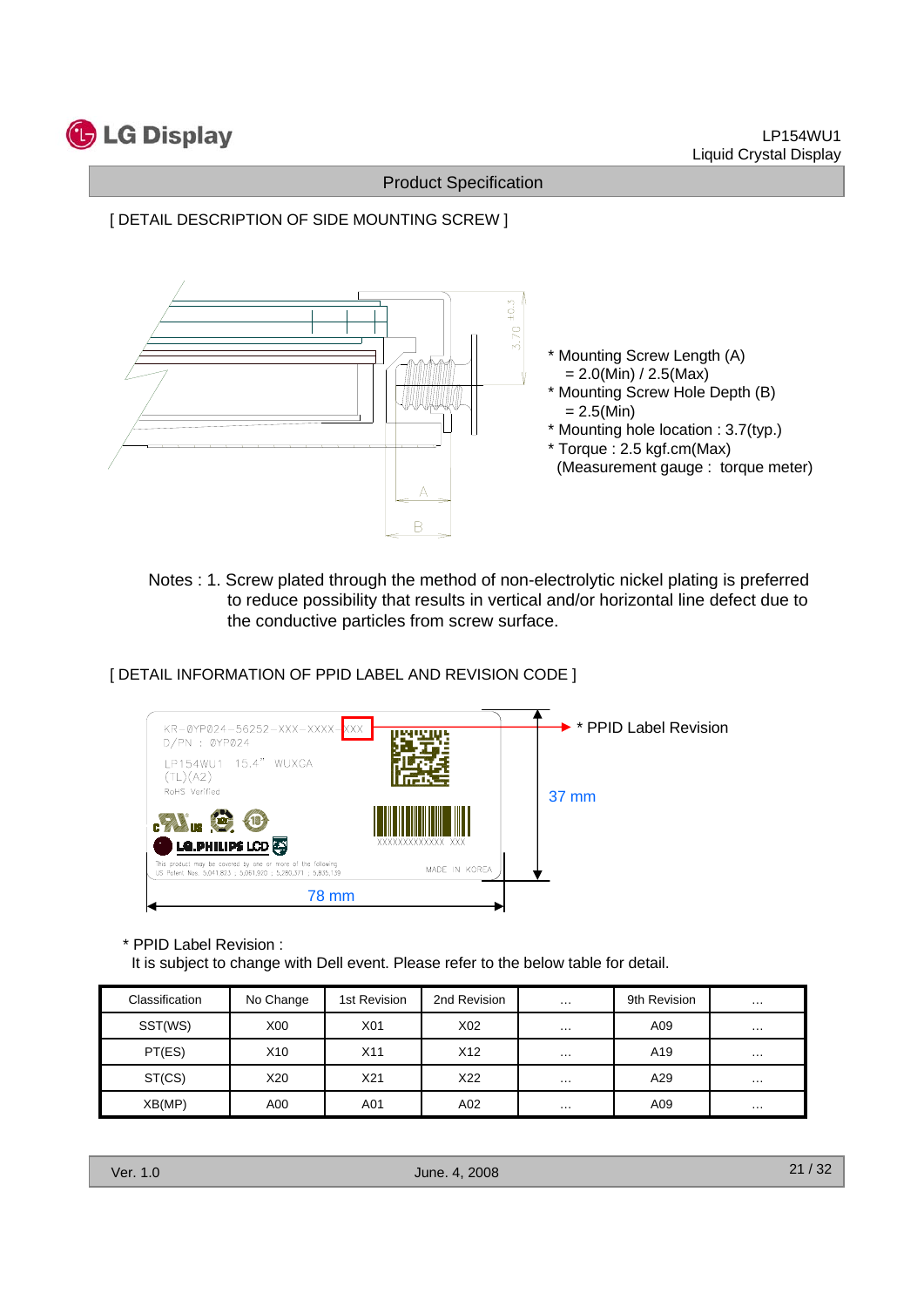[ DETAIL DESCRIPTION OF SIDE MOUNTING SCREW ]

* Mounting Screw Length (A)
  = 2.0(Min) / 2.5(Max)
* Mounting Screw Hole Depth (B)
  = 2.5(Min)
* Mounting hole location : 3.7(typ.)
* Torque : 2.5 kgf.cm(Max)
  (Measurement gauge : torque meter)

Notes : 1. Screw plated through the method of non-electrolytic nickel plating is preferred to reduce possibility that results in vertical and/or horizontal line defect due to the conductive particles from screw surface.

[ DETAIL INFORMATION OF PPID LABEL AND REVISION CODE ]

* PPID Label Revision

37 mm

78 mm

* PPID Label Revision :
  It is subject to change with Dell event. Please refer to the below table for detail.

| Classification | No Change | 1st Revision | 2nd Revision | … | 9th Revision | … |
|---|---|---|---|---|---|---|
| SST(WS) | X00 | X01 | X02 | … | A09 | … |
| PT(ES) | X10 | X11 | X12 | … | A19 | … |
| ST(CS) | X20 | X21 | X22 | … | A29 | … |
| XB(MP) | A00 | A01 | A02 | … | A09 | … |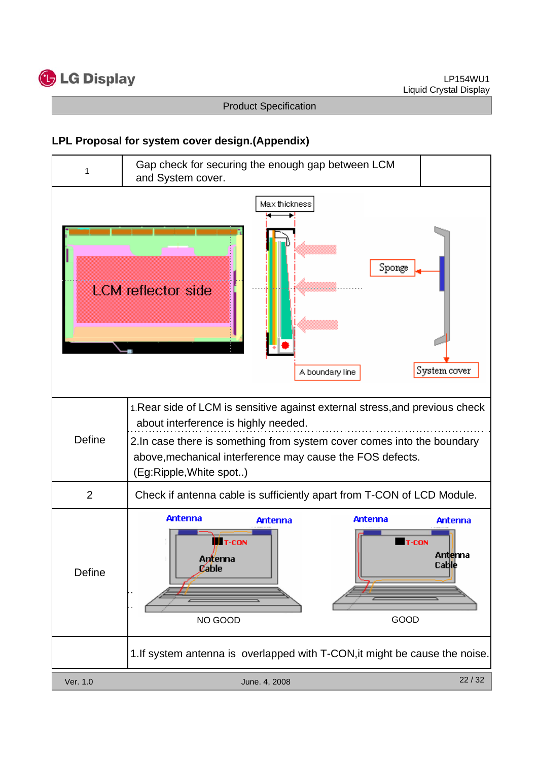## LPL Proposal for system cover design.(Appendix)

| 1 | Gap check for securing the enough gap between LCM and System cover. |
|---|---|
| | Max thickness<br>LCM reflector side<br>Sponge<br>A boundary line<br>System cover |
| Define | 1.Rear side of LCM is sensitive against external stress,and previous check about interference is highly needed.<br>2.In case there is something from system cover comes into the boundary above,mechanical interference may cause the FOS defects. (Eg:Ripple,White spot..) |
| 2 | Check if antenna cable is sufficiently apart from T-CON of LCD Module. |
| Define | Antenna / Antenna / T-CON / Antenna Cable — NO GOOD<br>Antenna / Antenna / T-CON / Antenna Cable — GOOD |
| | 1.If system antenna is overlapped with T-CON,it might be cause the noise. |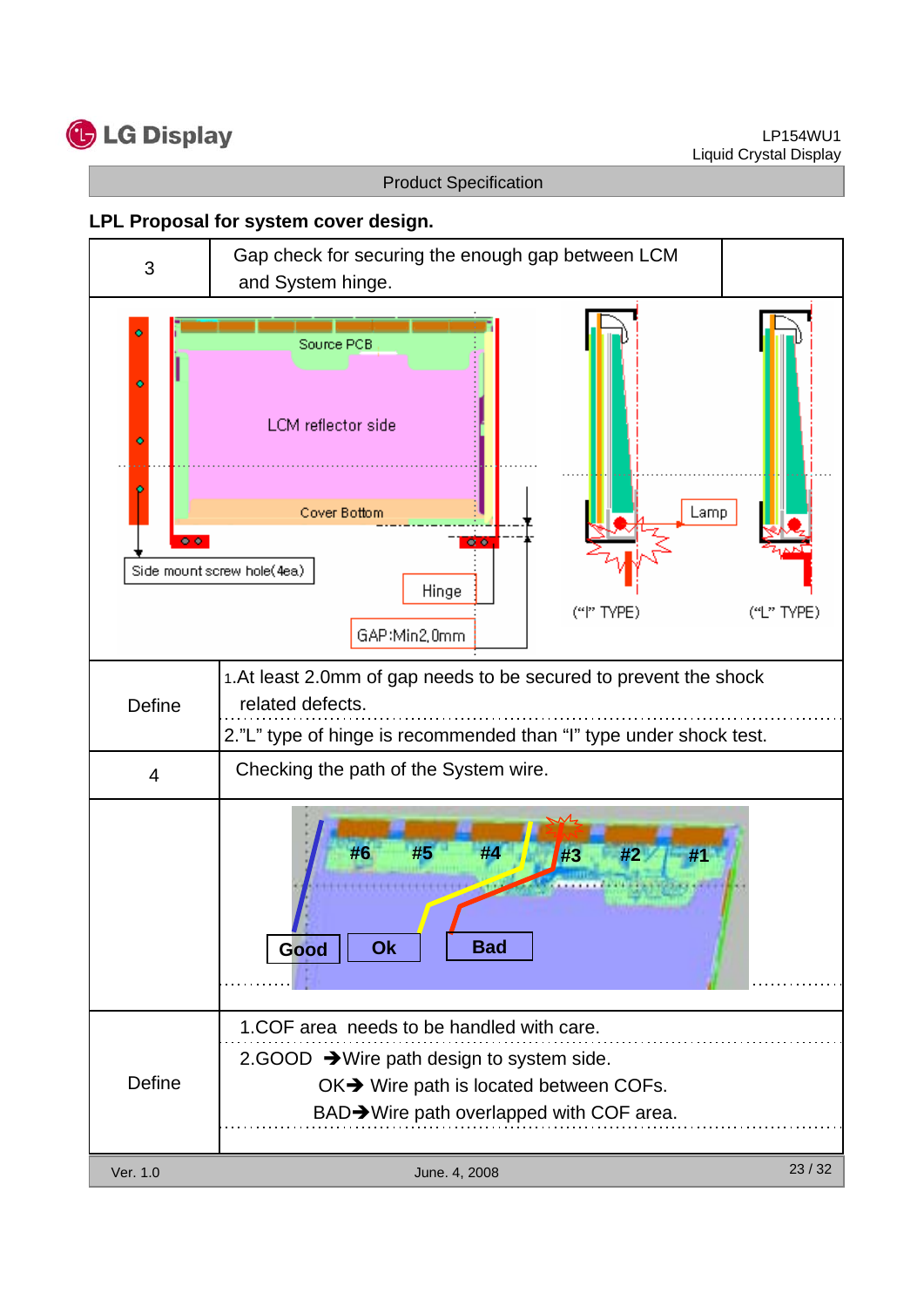## LPL Proposal for system cover design.

| 3 | Gap check for securing the enough gap between LCM and System hinge. |
|---|---|
| Define | 1.At least 2.0mm of gap needs to be secured to prevent the shock related defects.<br>2."L" type of hinge is recommended than "I" type under shock test. |
| 4 | Checking the path of the System wire. |
| Define | 1.COF area needs to be handled with care.<br>2.GOOD ➔Wire path design to system side.<br>OK➔ Wire path is located between COFs.<br>BAD➔Wire path overlapped with COF area. |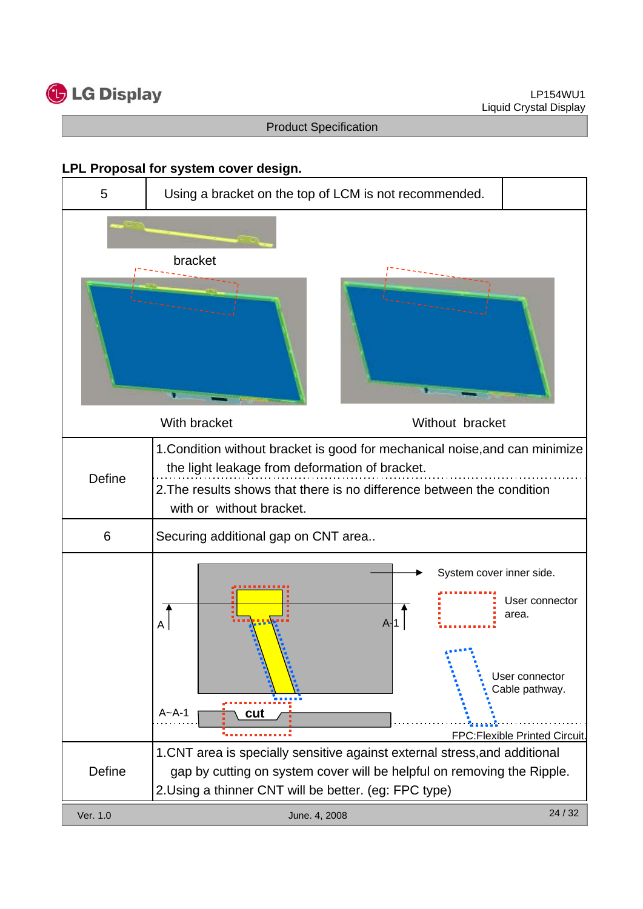**LPL Proposal for system cover design.**

| 5 | Using a bracket on the top of LCM is not recommended. |
|---|---|
| | bracket<br>With bracket&nbsp;&nbsp;&nbsp;&nbsp;Without bracket |
| Define | 1.Condition without bracket is good for mechanical noise,and can minimize the light leakage from deformation of bracket.<br>2.The results shows that there is no difference between the condition with or without bracket. |
| 6 | Securing additional gap on CNT area.. |
| | A&nbsp;&nbsp;A-1&nbsp;&nbsp;A~A-1&nbsp;&nbsp;cut<br>System cover inner side.<br>User connector area.<br>User connector Cable pathway.<br>FPC:Flexible Printed Circuit. |
| Define | 1.CNT area is specially sensitive against external stress,and additional gap by cutting on system cover will be helpful on removing the Ripple.<br>2.Using a thinner CNT will be better. (eg: FPC type) |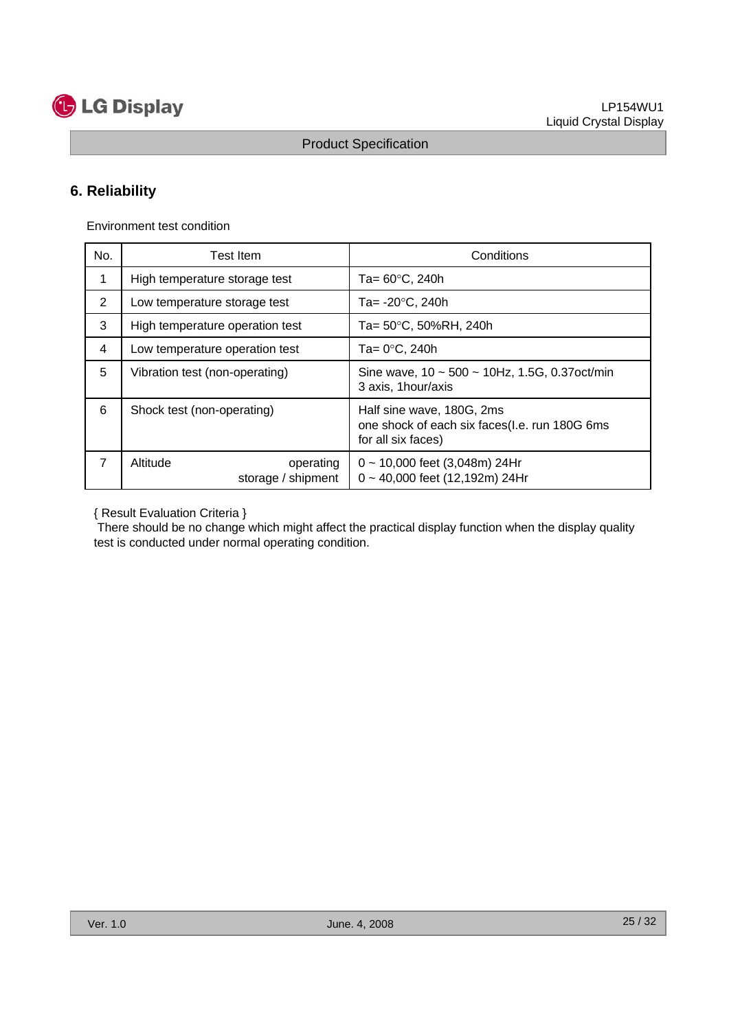## 6. Reliability

Environment test condition

| No. | Test Item | Conditions |
|---|---|---|
| 1 | High temperature storage test | Ta= 60°C, 240h |
| 2 | Low temperature storage test | Ta= -20°C, 240h |
| 3 | High temperature operation test | Ta= 50°C, 50%RH, 240h |
| 4 | Low temperature operation test | Ta= 0°C, 240h |
| 5 | Vibration test (non-operating) | Sine wave, 10 ~ 500 ~ 10Hz, 1.5G, 0.37oct/min<br>3 axis, 1hour/axis |
| 6 | Shock test (non-operating) | Half sine wave, 180G, 2ms<br>one shock of each six faces(I.e. run 180G 6ms for all six faces) |
| 7 | Altitude operating<br>storage / shipment | 0 ~ 10,000 feet (3,048m) 24Hr<br>0 ~ 40,000 feet (12,192m) 24Hr |

{ Result Evaluation Criteria }
There should be no change which might affect the practical display function when the display quality test is conducted under normal operating condition.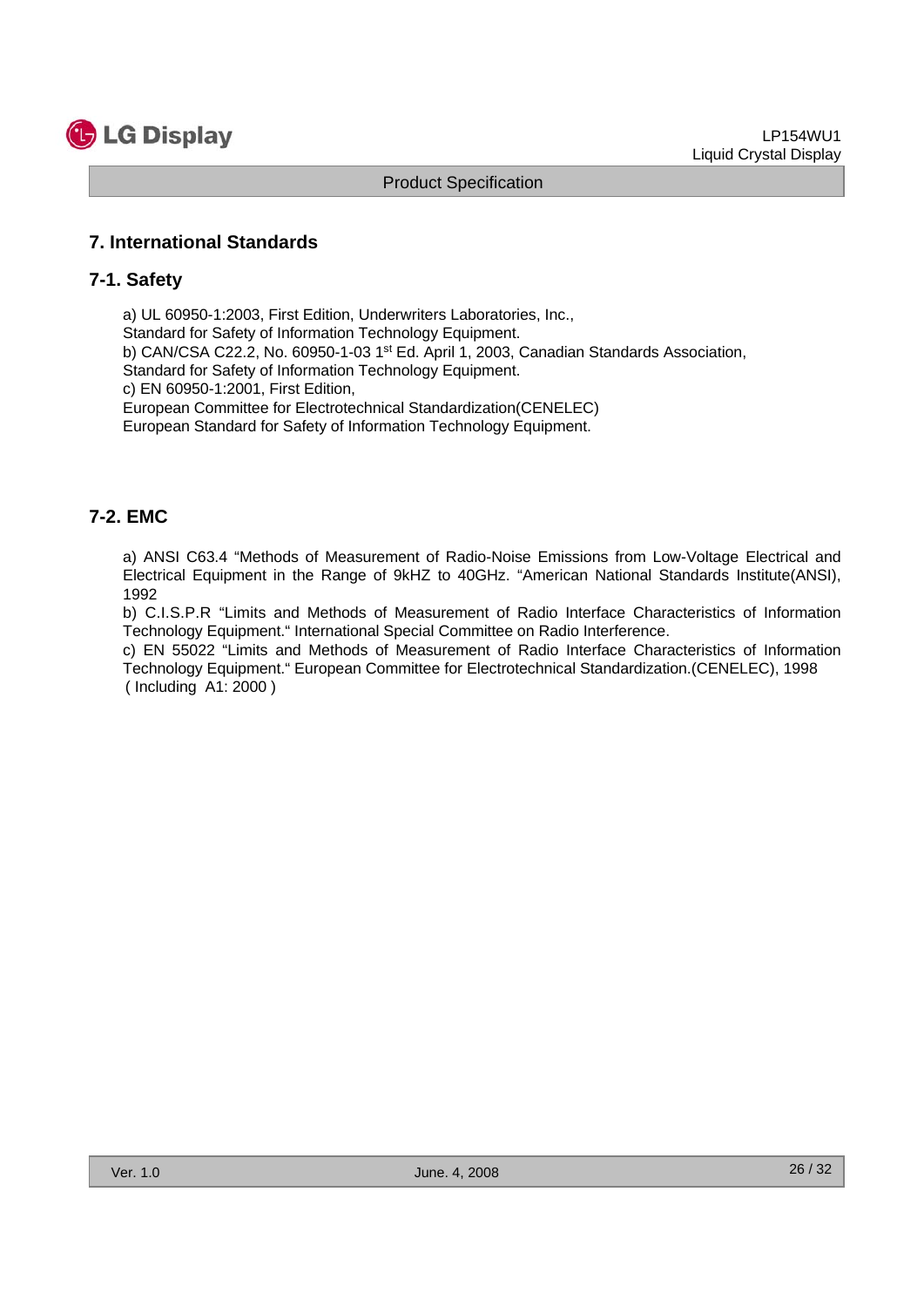## 7. International Standards

### 7-1. Safety

a) UL 60950-1:2003, First Edition, Underwriters Laboratories, Inc.,
Standard for Safety of Information Technology Equipment.
b) CAN/CSA C22.2, No. 60950-1-03 1st Ed. April 1, 2003, Canadian Standards Association,
Standard for Safety of Information Technology Equipment.
c) EN 60950-1:2001, First Edition,
European Committee for Electrotechnical Standardization(CENELEC)
European Standard for Safety of Information Technology Equipment.

### 7-2. EMC

a) ANSI C63.4 "Methods of Measurement of Radio-Noise Emissions from Low-Voltage Electrical and Electrical Equipment in the Range of 9kHZ to 40GHz. "American National Standards Institute(ANSI), 1992
b) C.I.S.P.R "Limits and Methods of Measurement of Radio Interface Characteristics of Information Technology Equipment." International Special Committee on Radio Interference.
c) EN 55022 "Limits and Methods of Measurement of Radio Interface Characteristics of Information Technology Equipment." European Committee for Electrotechnical Standardization.(CENELEC), 1998 ( Including A1: 2000 )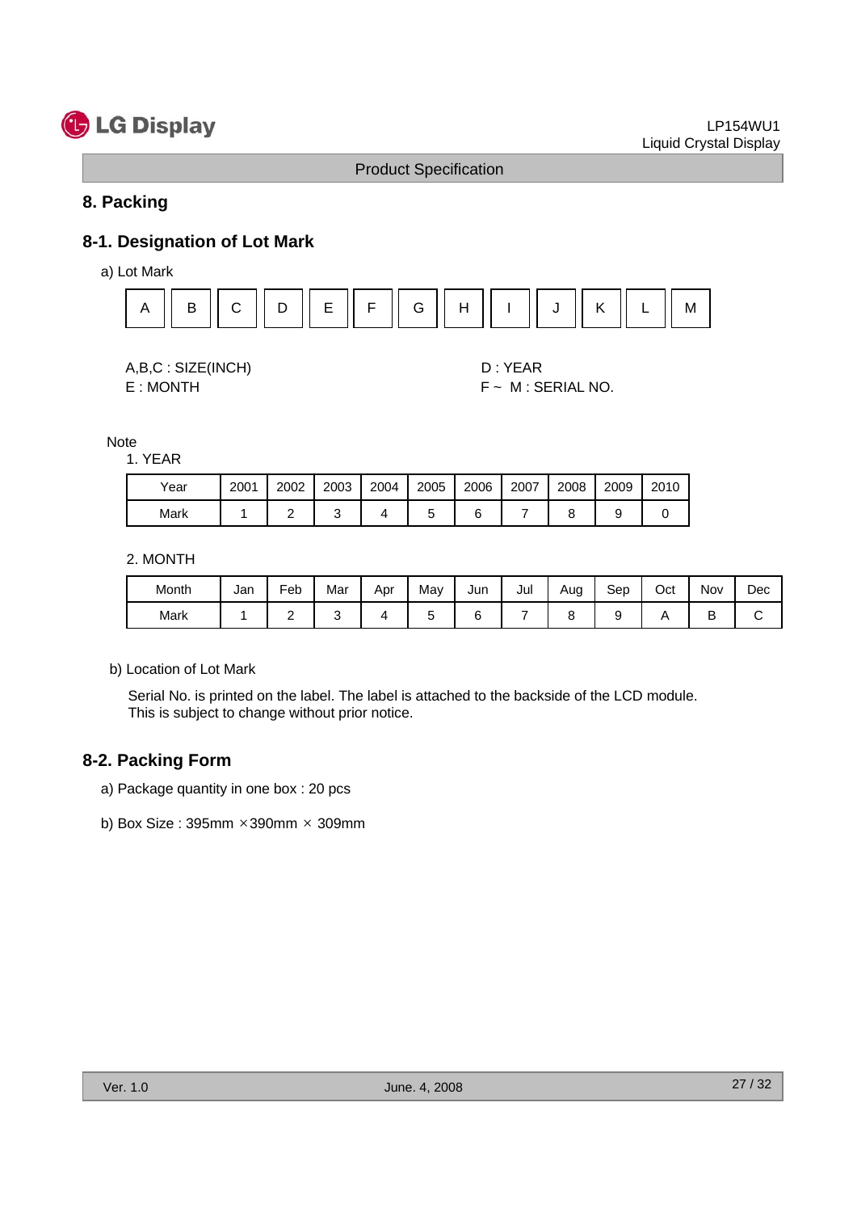## 8. Packing

### 8-1. Designation of Lot Mark

a) Lot Mark

| A | B | C | D | E | F | G | H | I | J | K | L | M |
|---|---|---|---|---|---|---|---|---|---|---|---|---|

A,B,C : SIZE(INCH)
D : YEAR
E : MONTH
F ~ M : SERIAL NO.

Note

1. YEAR

| Year | 2001 | 2002 | 2003 | 2004 | 2005 | 2006 | 2007 | 2008 | 2009 | 2010 |
|---|---|---|---|---|---|---|---|---|---|---|
| Mark | 1 | 2 | 3 | 4 | 5 | 6 | 7 | 8 | 9 | 0 |

2. MONTH

| Month | Jan | Feb | Mar | Apr | May | Jun | Jul | Aug | Sep | Oct | Nov | Dec |
|---|---|---|---|---|---|---|---|---|---|---|---|---|
| Mark | 1 | 2 | 3 | 4 | 5 | 6 | 7 | 8 | 9 | A | B | C |

b) Location of Lot Mark

Serial No. is printed on the label. The label is attached to the backside of the LCD module.
This is subject to change without prior notice.

### 8-2. Packing Form

a) Package quantity in one box : 20 pcs

b) Box Size : 395mm ×390mm × 309mm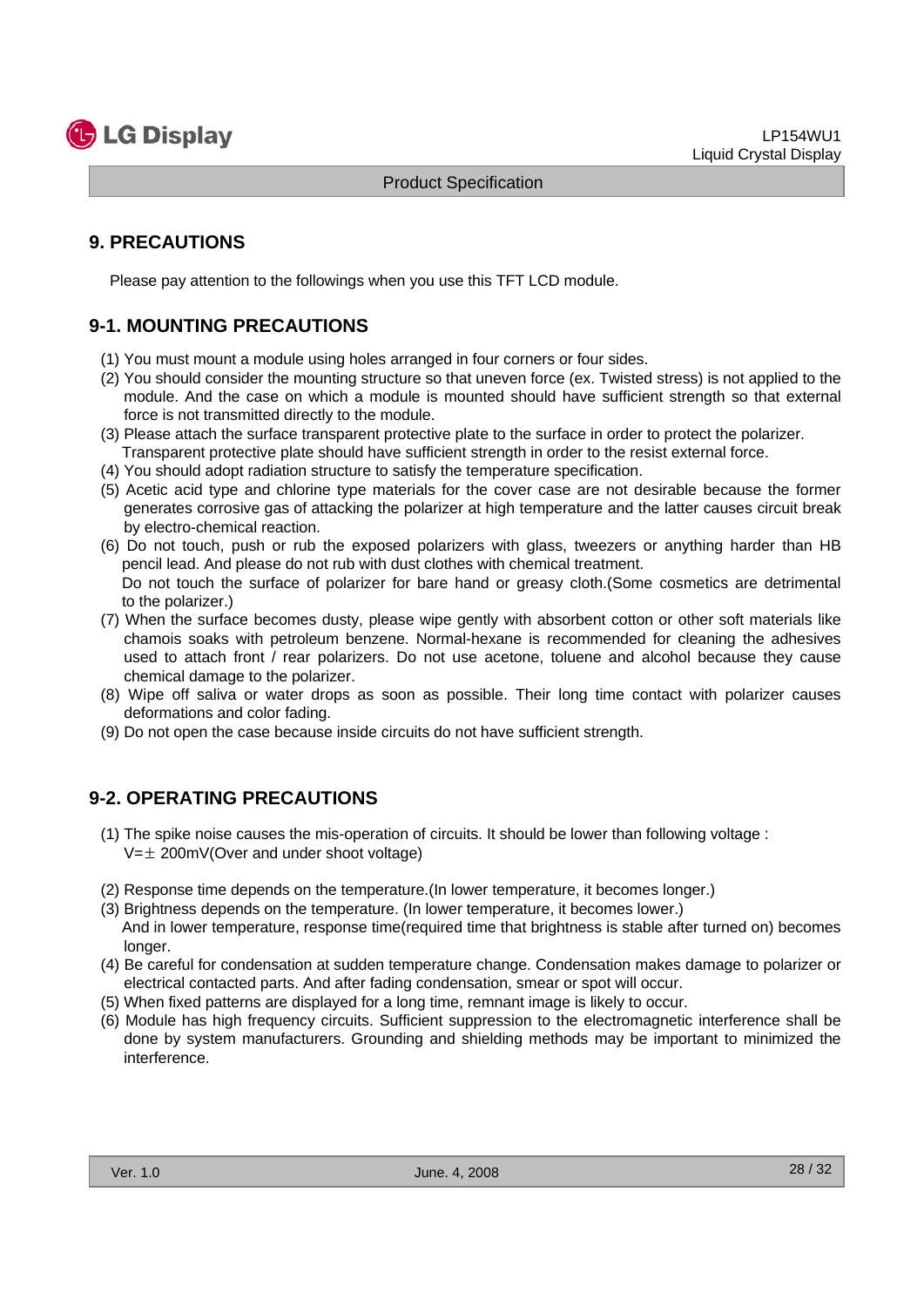## 9. PRECAUTIONS

Please pay attention to the followings when you use this TFT LCD module.

### 9-1. MOUNTING PRECAUTIONS

(1) You must mount a module using holes arranged in four corners or four sides.

(2) You should consider the mounting structure so that uneven force (ex. Twisted stress) is not applied to the module. And the case on which a module is mounted should have sufficient strength so that external force is not transmitted directly to the module.

(3) Please attach the surface transparent protective plate to the surface in order to protect the polarizer. Transparent protective plate should have sufficient strength in order to the resist external force.

(4) You should adopt radiation structure to satisfy the temperature specification.

(5) Acetic acid type and chlorine type materials for the cover case are not desirable because the former generates corrosive gas of attacking the polarizer at high temperature and the latter causes circuit break by electro-chemical reaction.

(6) Do not touch, push or rub the exposed polarizers with glass, tweezers or anything harder than HB pencil lead. And please do not rub with dust clothes with chemical treatment. Do not touch the surface of polarizer for bare hand or greasy cloth.(Some cosmetics are detrimental to the polarizer.)

(7) When the surface becomes dusty, please wipe gently with absorbent cotton or other soft materials like chamois soaks with petroleum benzene. Normal-hexane is recommended for cleaning the adhesives used to attach front / rear polarizers. Do not use acetone, toluene and alcohol because they cause chemical damage to the polarizer.

(8) Wipe off saliva or water drops as soon as possible. Their long time contact with polarizer causes deformations and color fading.

(9) Do not open the case because inside circuits do not have sufficient strength.

### 9-2. OPERATING PRECAUTIONS

(1) The spike noise causes the mis-operation of circuits. It should be lower than following voltage : $V=\pm$ 200mV(Over and under shoot voltage)

(2) Response time depends on the temperature.(In lower temperature, it becomes longer.)

(3) Brightness depends on the temperature. (In lower temperature, it becomes lower.) And in lower temperature, response time(required time that brightness is stable after turned on) becomes longer.

(4) Be careful for condensation at sudden temperature change. Condensation makes damage to polarizer or electrical contacted parts. And after fading condensation, smear or spot will occur.

(5) When fixed patterns are displayed for a long time, remnant image is likely to occur.

(6) Module has high frequency circuits. Sufficient suppression to the electromagnetic interference shall be done by system manufacturers. Grounding and shielding methods may be important to minimized the interference.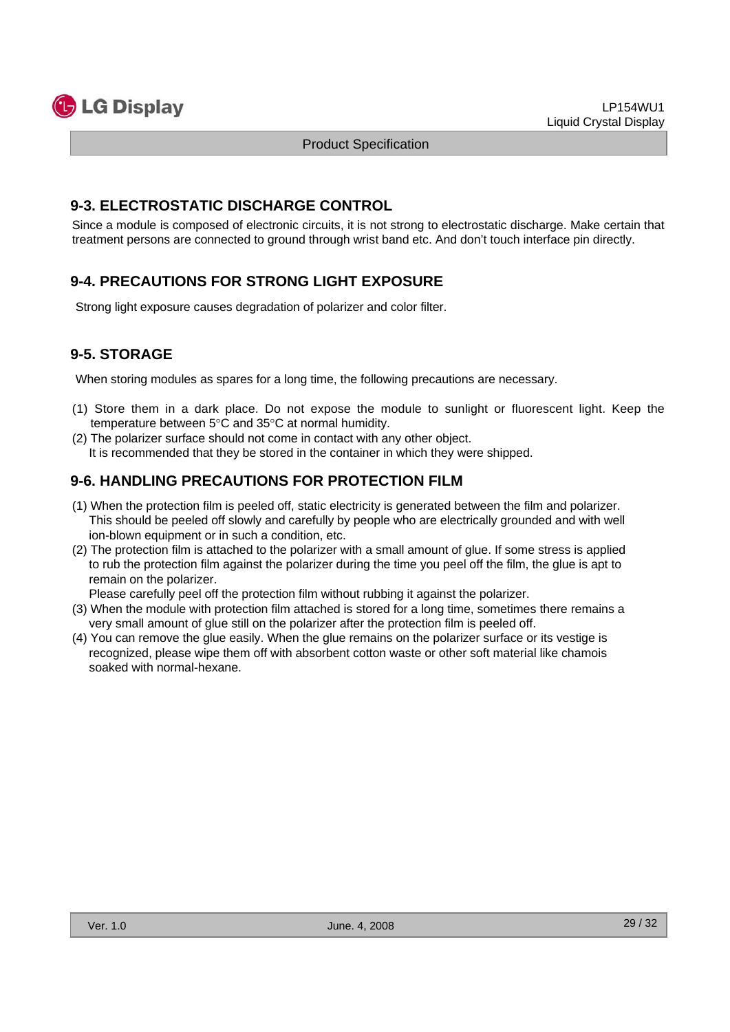## 9-3. ELECTROSTATIC DISCHARGE CONTROL

Since a module is composed of electronic circuits, it is not strong to electrostatic discharge. Make certain that treatment persons are connected to ground through wrist band etc. And don't touch interface pin directly.

## 9-4. PRECAUTIONS FOR STRONG LIGHT EXPOSURE

Strong light exposure causes degradation of polarizer and color filter.

## 9-5. STORAGE

When storing modules as spares for a long time, the following precautions are necessary.

(1) Store them in a dark place. Do not expose the module to sunlight or fluorescent light. Keep the temperature between 5°C and 35°C at normal humidity.

(2) The polarizer surface should not come in contact with any other object.
It is recommended that they be stored in the container in which they were shipped.

## 9-6. HANDLING PRECAUTIONS FOR PROTECTION FILM

(1) When the protection film is peeled off, static electricity is generated between the film and polarizer. This should be peeled off slowly and carefully by people who are electrically grounded and with well ion-blown equipment or in such a condition, etc.

(2) The protection film is attached to the polarizer with a small amount of glue. If some stress is applied to rub the protection film against the polarizer during the time you peel off the film, the glue is apt to remain on the polarizer.
Please carefully peel off the protection film without rubbing it against the polarizer.

(3) When the module with protection film attached is stored for a long time, sometimes there remains a very small amount of glue still on the polarizer after the protection film is peeled off.

(4) You can remove the glue easily. When the glue remains on the polarizer surface or its vestige is recognized, please wipe them off with absorbent cotton waste or other soft material like chamois soaked with normal-hexane.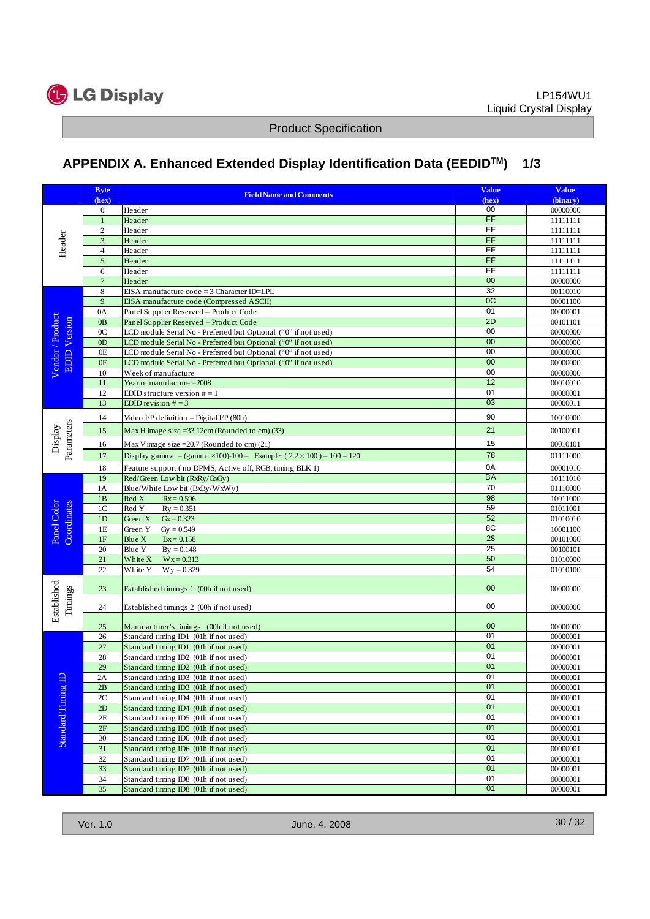## APPENDIX A. Enhanced Extended Display Identification Data (EEDID™) 1/3

| | Byte (hex) | Field Name and Comments | Value (hex) | Value (binary) |
|---|---|---|---|---|
| Header | 0 | Header | 00 | 00000000 |
| | 1 | Header | FF | 11111111 |
| | 2 | Header | FF | 11111111 |
| | 3 | Header | FF | 11111111 |
| | 4 | Header | FF | 11111111 |
| | 5 | Header | FF | 11111111 |
| | 6 | Header | FF | 11111111 |
| | 7 | Header | 00 | 00000000 |
| Vendor / Product EDID Version | 8 | EISA manufacture code = 3 Character ID=LPL | 32 | 00110010 |
| | 9 | EISA manufacture code (Compressed ASCII) | 0C | 00001100 |
| | 0A | Panel Supplier Reserved – Product Code | 01 | 00000001 |
| | 0B | Panel Supplier Reserved – Product Code | 2D | 00101101 |
| | 0C | LCD module Serial No - Preferred but Optional ("0" if not used) | 00 | 00000000 |
| | 0D | LCD module Serial No - Preferred but Optional ("0" if not used) | 00 | 00000000 |
| | 0E | LCD module Serial No - Preferred but Optional ("0" if not used) | 00 | 00000000 |
| | 0F | LCD module Serial No - Preferred but Optional ("0" if not used) | 00 | 00000000 |
| | 10 | Week of manufacture | 00 | 00000000 |
| | 11 | Year of manufacture =2008 | 12 | 00010010 |
| | 12 | EDID structure version # = 1 | 01 | 00000001 |
| | 13 | EDID revision # = 3 | 03 | 00000011 |
| Display Parameters | 14 | Video I/P definition = Digital I/P (80h) | 90 | 10010000 |
| | 15 | Max H image size =33.12cm (Rounded to cm) (33) | 21 | 00100001 |
| | 16 | Max V image size =20.7 (Rounded to cm) (21) | 15 | 00010101 |
| | 17 | Display gamma = (gamma ×100)-100 = Example: ( 2.2 × 100 ) – 100 = 120 | 78 | 01111000 |
| | 18 | Feature support ( no DPMS, Active off, RGB, timing BLK 1) | 0A | 00001010 |
| Panel Color Coordinates | 19 | Red/Green Low bit (RxRy/GxGy) | BA | 10111010 |
| | 1A | Blue/White Low bit (BxBy/WxWy) | 70 | 01110000 |
| | 1B | Red X Rx = 0.596 | 98 | 10011000 |
| | 1C | Red Y Ry = 0.351 | 59 | 01011001 |
| | 1D | Green X Gx = 0.323 | 52 | 01010010 |
| | 1E | Green Y Gy = 0.549 | 8C | 10001100 |
| | 1F | Blue X Bx = 0.158 | 28 | 00101000 |
| | 20 | Blue Y By = 0.148 | 25 | 00100101 |
| | 21 | White X Wx = 0.313 | 50 | 01010000 |
| | 22 | White Y Wy = 0.329 | 54 | 01010100 |
| Established Timings | 23 | Established timings 1 (00h if not used) | 00 | 00000000 |
| | 24 | Established timings 2 (00h if not used) | 00 | 00000000 |
| | 25 | Manufacturer's timings (00h if not used) | 00 | 00000000 |
| Standard Timing ID | 26 | Standard timing ID1 (01h if not used) | 01 | 00000001 |
| | 27 | Standard timing ID1 (01h if not used) | 01 | 00000001 |
| | 28 | Standard timing ID2 (01h if not used) | 01 | 00000001 |
| | 29 | Standard timing ID2 (01h if not used) | 01 | 00000001 |
| | 2A | Standard timing ID3 (01h if not used) | 01 | 00000001 |
| | 2B | Standard timing ID3 (01h if not used) | 01 | 00000001 |
| | 2C | Standard timing ID4 (01h if not used) | 01 | 00000001 |
| | 2D | Standard timing ID4 (01h if not used) | 01 | 00000001 |
| | 2E | Standard timing ID5 (01h if not used) | 01 | 00000001 |
| | 2F | Standard timing ID5 (01h if not used) | 01 | 00000001 |
| | 30 | Standard timing ID6 (01h if not used) | 01 | 00000001 |
| | 31 | Standard timing ID6 (01h if not used) | 01 | 00000001 |
| | 32 | Standard timing ID7 (01h if not used) | 01 | 00000001 |
| | 33 | Standard timing ID7 (01h if not used) | 01 | 00000001 |
| | 34 | Standard timing ID8 (01h if not used) | 01 | 00000001 |
| | 35 | Standard timing ID8 (01h if not used) | 01 | 00000001 |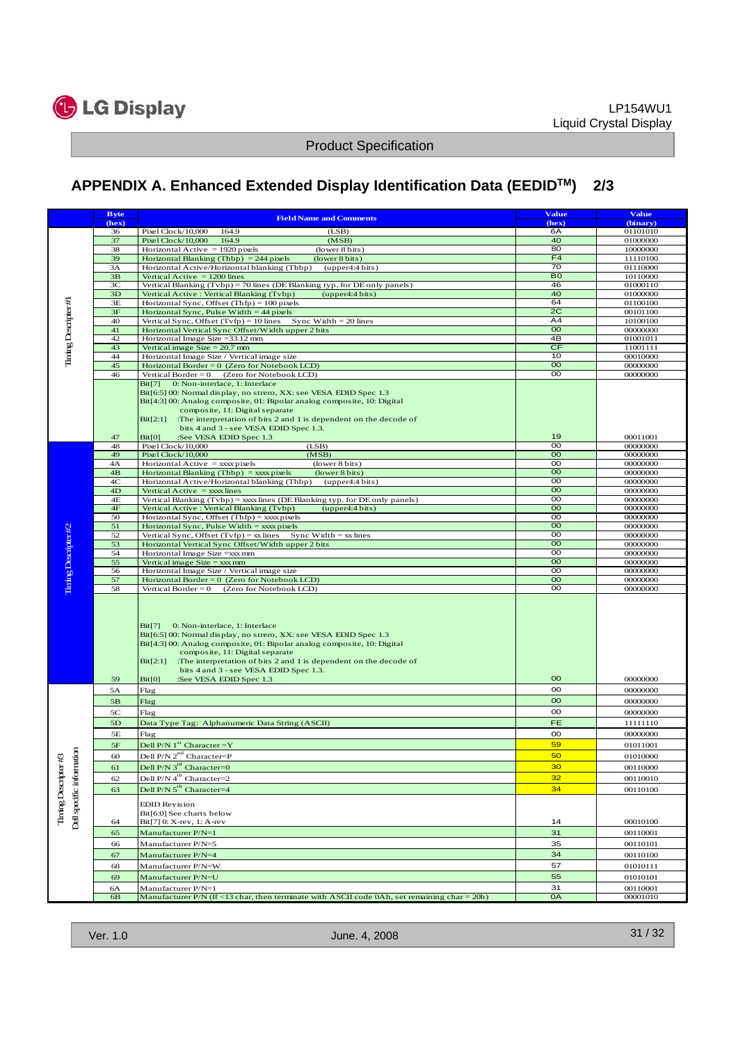## APPENDIX A. Enhanced Extended Display Identification Data (EEDID™) 2/3

| | Byte (hex) | Field Name and Comments | Value (hex) | Value (binary) |
|---|---|---|---|---|
| Timing Descripter#1 | 36 | Pixel Clock/10,000 164.9 (LSB) | 6A | 01101010 |
| | 37 | Pixel Clock/10,000 164.9 (MSB) | 40 | 01000000 |
| | 38 | Horizontal Active = 1920 pixels (lower 8 bits) | 80 | 10000000 |
| | 39 | Horizontal Blanking (Thbp) = 244 pixels (lower 8 bits) | F4 | 11110100 |
| | 3A | Horizontal Active/Horizontal blanking (Thbp) (upper4:4 bits) | 70 | 01110000 |
| | 3B | Vertical Active = 1200 lines | B0 | 10110000 |
| | 3C | Vertical Blanking (Tvbp) = 70 lines (DE Blanking typ. for DE only panels) | 46 | 01000110 |
| | 3D | Vertical Active : Vertical Blanking (Tvbp) (upper4:4 bits) | 40 | 01000000 |
| | 3E | Horizontal Sync, Offset (Thfp) = 100 pixels | 64 | 01100100 |
| | 3F | Horizontal Sync, Pulse Width = 44 pixels | 2C | 00101100 |
| | 40 | Vertical Sync, Offset (Tvfp) = 10 lines Sync Width = 20 lines | A4 | 10100100 |
| | 41 | Horizontal Vertical Sync Offset/Width upper 2 bits | 00 | 00000000 |
| | 42 | Horizontal Image Size =33.12 mm | 4B | 01001011 |
| | 43 | Vertical image Size = 20.7 mm | CF | 11001111 |
| | 44 | Horizontal Image Size / Vertical image size | 10 | 00010000 |
| | 45 | Horizontal Border = 0 (Zero for Notebook LCD) | 00 | 00000000 |
| | 46 | Vertical Border = 0 (Zero for Notebook LCD) | 00 | 00000000 |
| | 47 | Bit[7] 0: Non-interlace, 1: Interlace<br>Bit[6:5] 00: Normal display, no strero, XX: see VESA EDID Spec 1.3<br>Bit[4:3] 00: Analog composite, 01: Bipolar analog composite, 10: Digital composite, 11: Digital separate<br>Bit[2:1] :The interpretation of bits 2 and 1 is dependent on the decode of bits 4 and 3 - see VESA EDID Spec 1.3.<br>Bit[0] :See VESA EDID Spec 1.3 | 19 | 00011001 |
| Timing Descripter#2 | 48 | Pixel Clock/10,000 (LSB) | 00 | 00000000 |
| | 49 | Pixel Clock/10,000 (MSB) | 00 | 00000000 |
| | 4A | Horizontal Active = xxxx pixels (lower 8 bits) | 00 | 00000000 |
| | 4B | Horizontal Blanking (Thbp) = xxxx pixels (lower 8 bits) | 00 | 00000000 |
| | 4C | Horizontal Active/Horizontal blanking (Thbp) (upper4:4 bits) | 00 | 00000000 |
| | 4D | Vertical Active = xxxx lines | 00 | 00000000 |
| | 4E | Vertical Blanking (Tvbp) = xxxx lines (DE Blanking typ. for DE only panels) | 00 | 00000000 |
| | 4F | Vertical Active : Vertical Blanking (Tvbp) (upper4:4 bits) | 00 | 00000000 |
| | 50 | Horizontal Sync, Offset (Thfp) = xxxx pixels | 00 | 00000000 |
| | 51 | Horizontal Sync, Pulse Width = xxxx pixels | 00 | 00000000 |
| | 52 | Vertical Sync, Offset (Tvfp) = xx lines Sync Width = xx lines | 00 | 00000000 |
| | 53 | Horizontal Vertical Sync Offset/Width upper 2 bits | 00 | 00000000 |
| | 54 | Horizontal Image Size =xxx mm | 00 | 00000000 |
| | 55 | Vertical image Size = xxx mm | 00 | 00000000 |
| | 56 | Horizontal Image Size / Vertical image size | 00 | 00000000 |
| | 57 | Horizontal Border = 0 (Zero for Notebook LCD) | 00 | 00000000 |
| | 58 | Vertical Border = 0 (Zero for Notebook LCD) | 00 | 00000000 |
| | 59 | Bit[7] 0: Non-interlace, 1: Interlace<br>Bit[6:5] 00: Normal display, no strero, XX: see VESA EDID Spec 1.3<br>Bit[4:3] 00: Analog composite, 01: Bipolar analog composite, 10: Digital composite, 11: Digital separate<br>Bit[2:1] :The interpretation of bits 2 and 1 is dependent on the decode of bits 4 and 3 - see VESA EDID Spec 1.3.<br>Bit[0] :See VESA EDID Spec 1.3 | 00 | 00000000 |
| Timing Descripter#3 Dell specific information | 5A | Flag | 00 | 00000000 |
| | 5B | Flag | 00 | 00000000 |
| | 5C | Flag | 00 | 00000000 |
| | 5D | Data Type Tag: Alphanumeric Data String (ASCII) | FE | 11111110 |
| | 5E | Flag | 00 | 00000000 |
| | 5F | Dell P/N 1st Character =Y | 59 | 01011001 |
| | 60 | Dell P/N 2nd Character=P | 50 | 01010000 |
| | 61 | Dell P/N 3rd Character=0 | 30 | 00110000 |
| | 62 | Dell P/N 4th Character=2 | 32 | 00110010 |
| | 63 | Dell P/N 5th Character=4 | 34 | 00110100 |
| | 64 | EDID Revision<br>Bit[6:0] See charts below<br>Bit[7] 0: X-rev, 1: A-rev | 14 | 00010100 |
| | 65 | Manufacturer P/N=1 | 31 | 00110001 |
| | 66 | Manufacturer P/N=5 | 35 | 00110101 |
| | 67 | Manufacturer P/N=4 | 34 | 00110100 |
| | 68 | Manufacturer P/N=W | 57 | 01010111 |
| | 69 | Manufacturer P/N=U | 55 | 01010101 |
| | 6A | Manufacturer P/N=1 | 31 | 00110001 |
| | 6B | Manufacturer P/N (If <13 char, then terminate with ASCII code 0Ah, set remaining char = 20h) | 0A | 00001010 |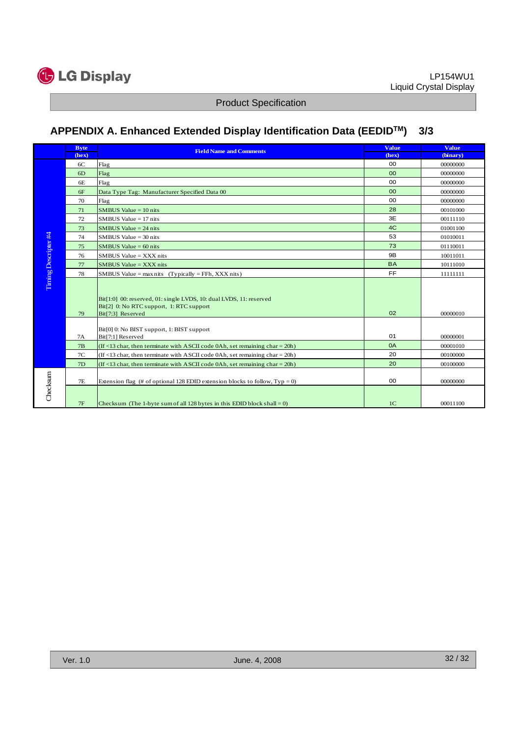## APPENDIX A. Enhanced Extended Display Identification Data (EEDID$^{TM}$) 3/3

| | Byte (hex) | Field Name and Comments | Value (hex) | Value (binary) |
|---|---|---|---|---|
| Timing Descripter #4 | 6C | Flag | 00 | 00000000 |
| | 6D | Flag | 00 | 00000000 |
| | 6E | Flag | 00 | 00000000 |
| | 6F | Data Type Tag: Manufacturer Specified Data 00 | 00 | 00000000 |
| | 70 | Flag | 00 | 00000000 |
| | 71 | SMBUS Value = 10 nits | 28 | 00101000 |
| | 72 | SMBUS Value = 17 nits | 3E | 00111110 |
| | 73 | SMBUS Value = 24 nits | 4C | 01001100 |
| | 74 | SMBUS Value = 30 nits | 53 | 01010011 |
| | 75 | SMBUS Value = 60 nits | 73 | 01110011 |
| | 76 | SMBUS Value = XXX nits | 9B | 10011011 |
| | 77 | SMBUS Value = XXX nits | BA | 10111010 |
| | 78 | SMBUS Value = max nits (Typically = FFh, XXX nits) | FF | 11111111 |
| | 79 | Bit[1:0] 00: reserved, 01: single LVDS, 10: dual LVDS, 11: reserved<br>Bit[2] 0: No RTC support, 1: RTC support<br>Bit[7:3] Reserved | 02 | 00000010 |
| | 7A | Bit[0] 0: No BIST support, 1: BIST support<br>Bit[7:1] Reserved | 01 | 00000001 |
| | 7B | (If <13 char, then terminate with ASCII code 0Ah, set remaining char = 20h) | 0A | 00001010 |
| | 7C | (If <13 char, then terminate with ASCII code 0Ah, set remaining char = 20h) | 20 | 00100000 |
| | 7D | (If <13 char, then terminate with ASCII code 0Ah, set remaining char = 20h) | 20 | 00100000 |
| Checksum | 7E | Extension flag (# of optional 128 EDID extension blocks to follow, Typ = 0) | 00 | 00000000 |
| | 7F | Checksum (The 1-byte sum of all 128 bytes in this EDID block shall = 0) | 1C | 00011100 |